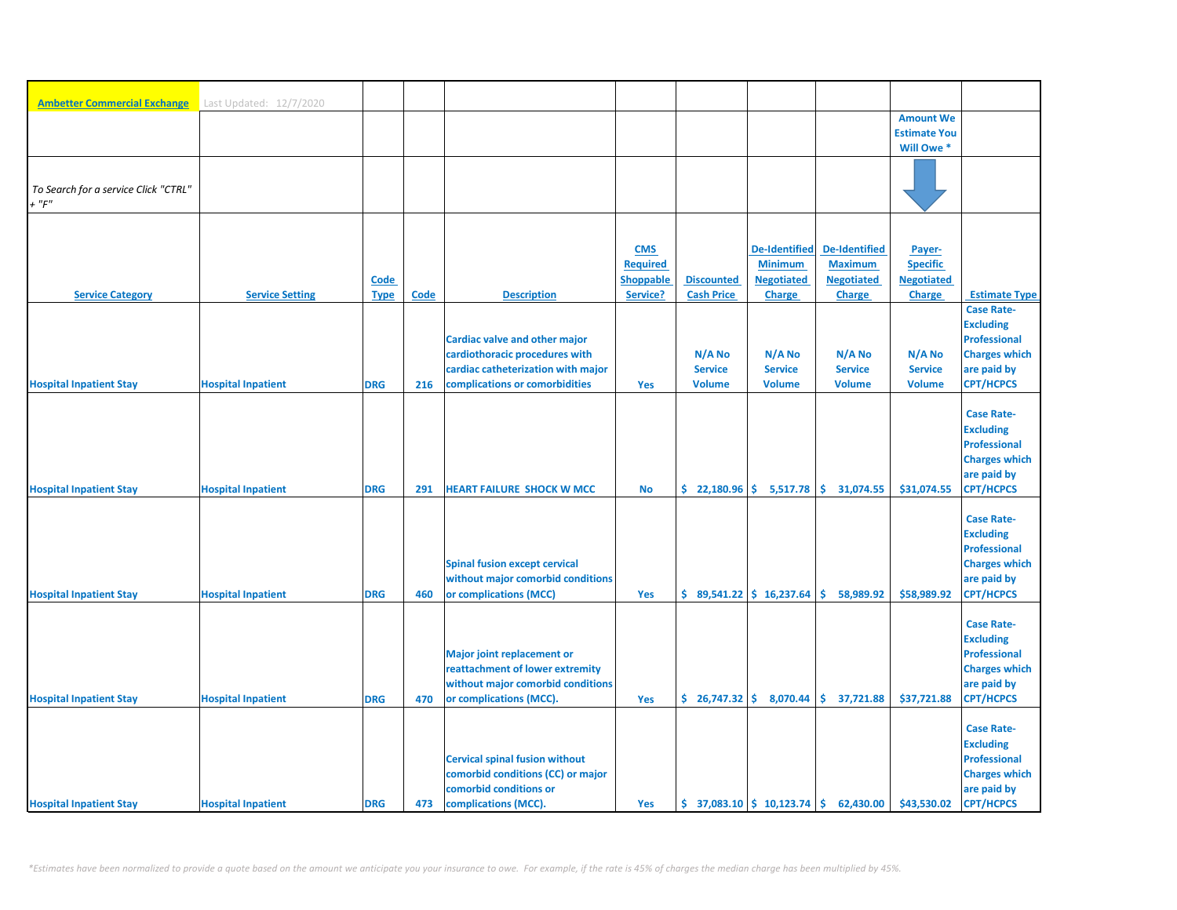**Ambetter Commercial Exchange** Last Updated: 12/7/2020

*To Search for a service Click "CTRL" + "F"*

| Service Category | Service Setting | Code Type | Code | Description | CMS Required Shoppable Service? | Discounted Cash Price | De-Identified Minimum Negotiated Charge | De-Identified Maximum Negotiated Charge | Payer-Specific Negotiated Charge (Amount We Estimate You Will Owe *) | Estimate Type |
|---|---|---|---|---|---|---|---|---|---|---|
| Hospital Inpatient Stay | Hospital Inpatient | DRG | 216 | Cardiac valve and other major cardiothoracic procedures with cardiac catheterization with major complications or comorbidities | Yes | N/A No Service Volume | N/A No Service Volume | N/A No Service Volume | N/A No Service Volume | Case Rate- Excluding Professional Charges which are paid by CPT/HCPCS |
| Hospital Inpatient Stay | Hospital Inpatient | DRG | 291 | HEART FAILURE SHOCK W MCC | No | $ 22,180.96 | $ 5,517.78 | $ 31,074.55 | $31,074.55 | Case Rate- Excluding Professional Charges which are paid by CPT/HCPCS |
| Hospital Inpatient Stay | Hospital Inpatient | DRG | 460 | Spinal fusion except cervical without major comorbid conditions or complications (MCC) | Yes | $ 89,541.22 | $ 16,237.64 | $ 58,989.92 | $58,989.92 | Case Rate- Excluding Professional Charges which are paid by CPT/HCPCS |
| Hospital Inpatient Stay | Hospital Inpatient | DRG | 470 | Major joint replacement or reattachment of lower extremity without major comorbid conditions or complications (MCC). | Yes | $ 26,747.32 | $ 8,070.44 | $ 37,721.88 | $37,721.88 | Case Rate- Excluding Professional Charges which are paid by CPT/HCPCS |
| Hospital Inpatient Stay | Hospital Inpatient | DRG | 473 | Cervical spinal fusion without comorbid conditions (CC) or major comorbid conditions or complications (MCC). | Yes | $ 37,083.10 | $ 10,123.74 | $ 62,430.00 | $43,530.02 | Case Rate- Excluding Professional Charges which are paid by CPT/HCPCS |

*\*Estimates have been normalized to provide a quote based on the amount we anticipate you your insurance to owe. For example, if the rate is 45% of charges the median charge has been multiplied by 45%.*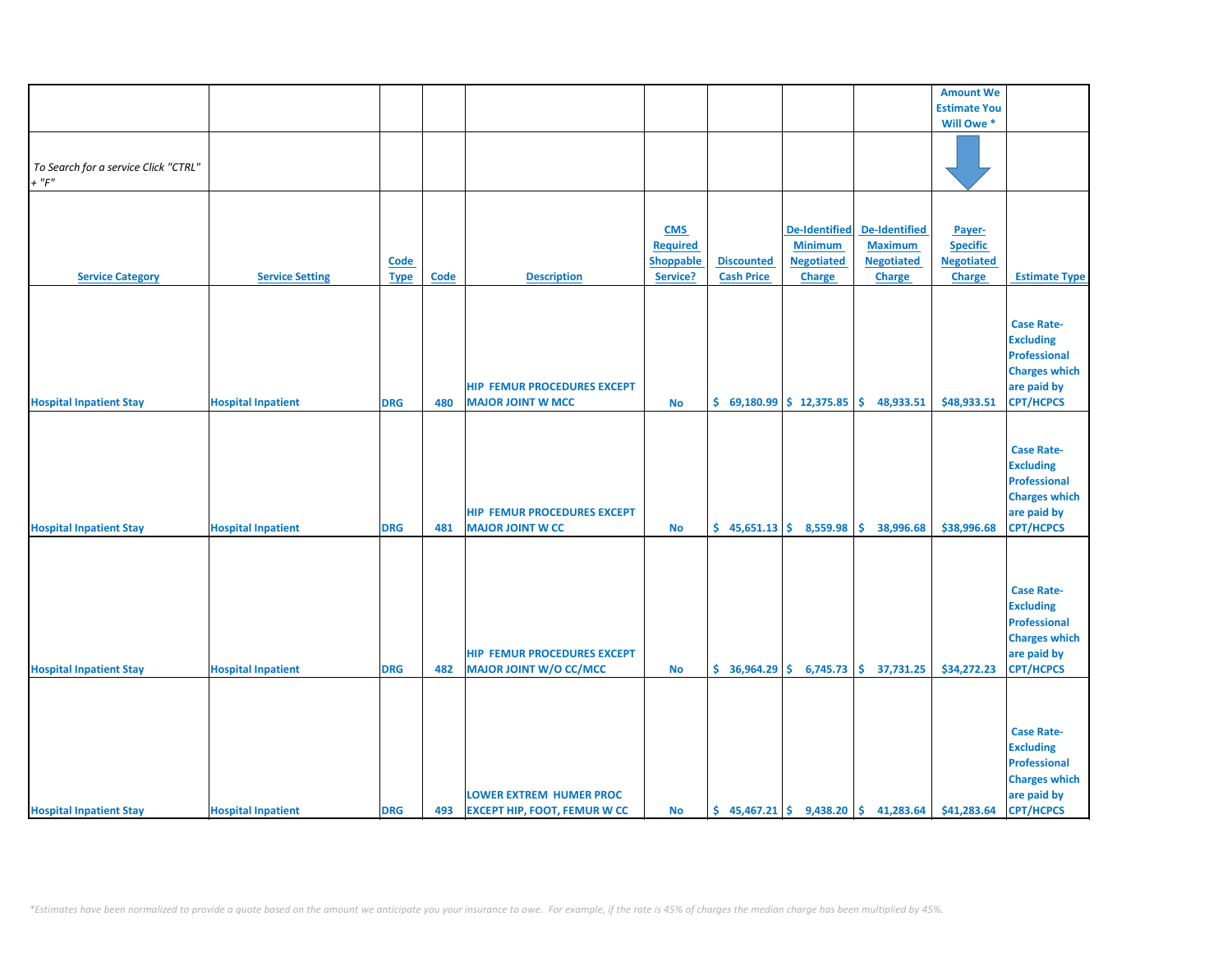| | | | | | | | | | Amount We Estimate You Will Owe * | |
|---|---|---|---|---|---|---|---|---|---|---|
| *To Search for a service Click "CTRL" + "F"* | | | | | | | | | | |
| **Service Category** | **Service Setting** | **Code Type** | **Code** | **Description** | **CMS Required Shoppable Service?** | **Discounted Cash Price** | **De-Identified Minimum Negotiated Charge** | **De-Identified Maximum Negotiated Charge** | **Payer-Specific Negotiated Charge** | **Estimate Type** |
| **Hospital Inpatient Stay** | **Hospital Inpatient** | **DRG** | **480** | **HIP FEMUR PROCEDURES EXCEPT MAJOR JOINT W MCC** | **No** | **$ 69,180.99** | **$ 12,375.85** | **$ 48,933.51** | **$48,933.51** | **Case Rate-Excluding Professional Charges which are paid by CPT/HCPCS** |
| **Hospital Inpatient Stay** | **Hospital Inpatient** | **DRG** | **481** | **HIP FEMUR PROCEDURES EXCEPT MAJOR JOINT W CC** | **No** | **$ 45,651.13** | **$ 8,559.98** | **$ 38,996.68** | **$38,996.68** | **Case Rate-Excluding Professional Charges which are paid by CPT/HCPCS** |
| **Hospital Inpatient Stay** | **Hospital Inpatient** | **DRG** | **482** | **HIP FEMUR PROCEDURES EXCEPT MAJOR JOINT W/O CC/MCC** | **No** | **$ 36,964.29** | **$ 6,745.73** | **$ 37,731.25** | **$34,272.23** | **Case Rate-Excluding Professional Charges which are paid by CPT/HCPCS** |
| **Hospital Inpatient Stay** | **Hospital Inpatient** | **DRG** | **493** | **LOWER EXTREM HUMER PROC EXCEPT HIP, FOOT, FEMUR W CC** | **No** | **$ 45,467.21** | **$ 9,438.20** | **$ 41,283.64** | **$41,283.64** | **Case Rate-Excluding Professional Charges which are paid by CPT/HCPCS** |

*\*Estimates have been normalized to provide a quote based on the amount we anticipate you your insurance to owe. For example, if the rate is 45% of charges the median charge has been multiplied by 45%.*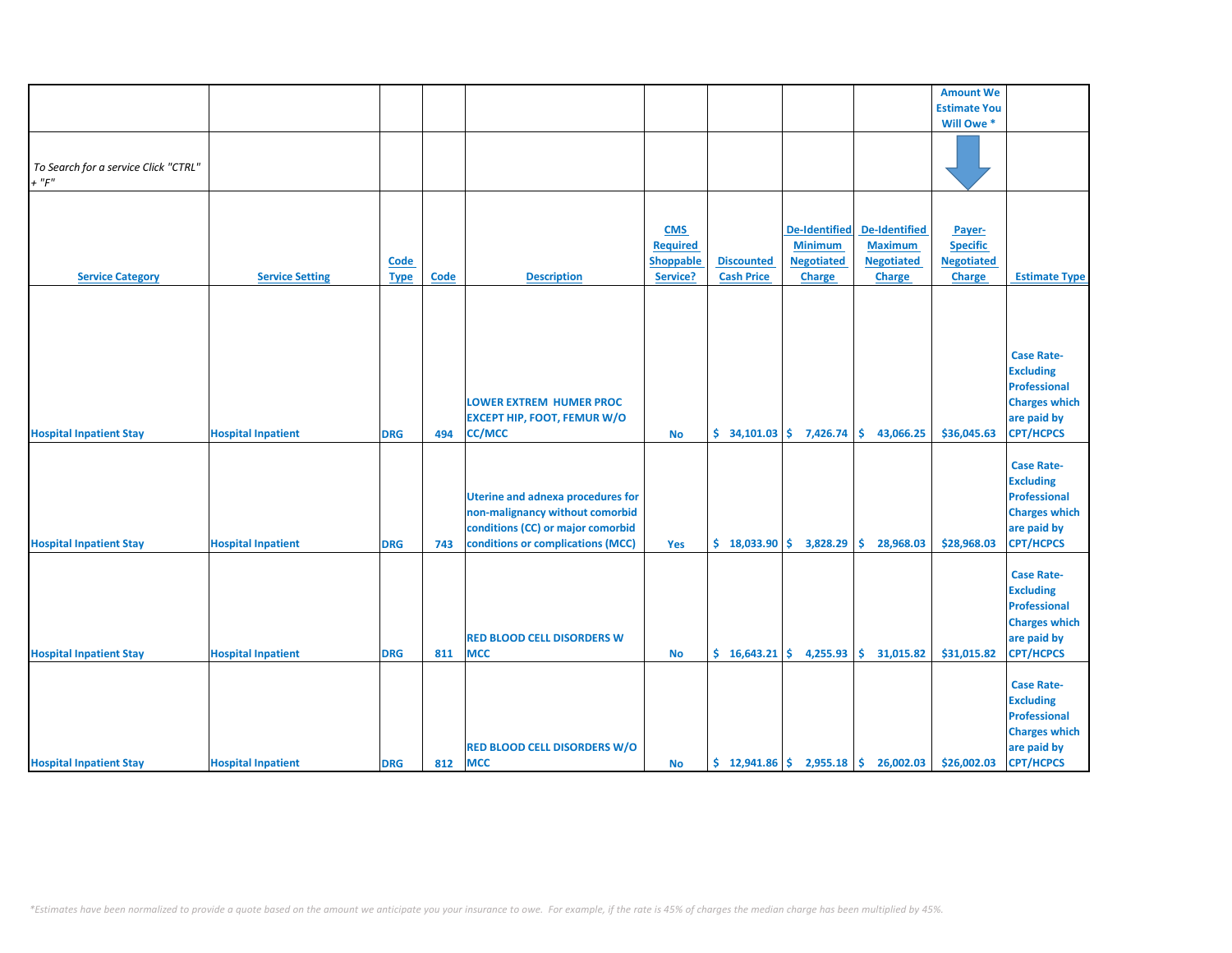| | | | | | | | | | Amount We Estimate You Will Owe * | |
|---|---|---|---|---|---|---|---|---|---|---|
| *To Search for a service Click "CTRL" + "F"* | | | | | | | | | | |
| **Service Category** | **Service Setting** | **Code Type** | **Code** | **Description** | **CMS Required Shoppable Service?** | **Discounted Cash Price** | **De-Identified Minimum Negotiated Charge** | **De-Identified Maximum Negotiated Charge** | **Payer-Specific Negotiated Charge** | **Estimate Type** |
| Hospital Inpatient Stay | Hospital Inpatient | DRG | 494 | LOWER EXTREM HUMER PROC EXCEPT HIP, FOOT, FEMUR W/O CC/MCC | No | $ 34,101.03 | $ 7,426.74 | $ 43,066.25 | $36,045.63 | Case Rate-Excluding Professional Charges which are paid by CPT/HCPCS |
| Hospital Inpatient Stay | Hospital Inpatient | DRG | 743 | Uterine and adnexa procedures for non-malignancy without comorbid conditions (CC) or major comorbid conditions or complications (MCC) | Yes | $ 18,033.90 | $ 3,828.29 | $ 28,968.03 | $28,968.03 | Case Rate-Excluding Professional Charges which are paid by CPT/HCPCS |
| Hospital Inpatient Stay | Hospital Inpatient | DRG | 811 | RED BLOOD CELL DISORDERS W MCC | No | $ 16,643.21 | $ 4,255.93 | $ 31,015.82 | $31,015.82 | Case Rate-Excluding Professional Charges which are paid by CPT/HCPCS |
| Hospital Inpatient Stay | Hospital Inpatient | DRG | 812 | RED BLOOD CELL DISORDERS W/O MCC | No | $ 12,941.86 | $ 2,955.18 | $ 26,002.03 | $26,002.03 | Case Rate-Excluding Professional Charges which are paid by CPT/HCPCS |

*\*Estimates have been normalized to provide a quote based on the amount we anticipate you your insurance to owe. For example, if the rate is 45% of charges the median charge has been multiplied by 45%.*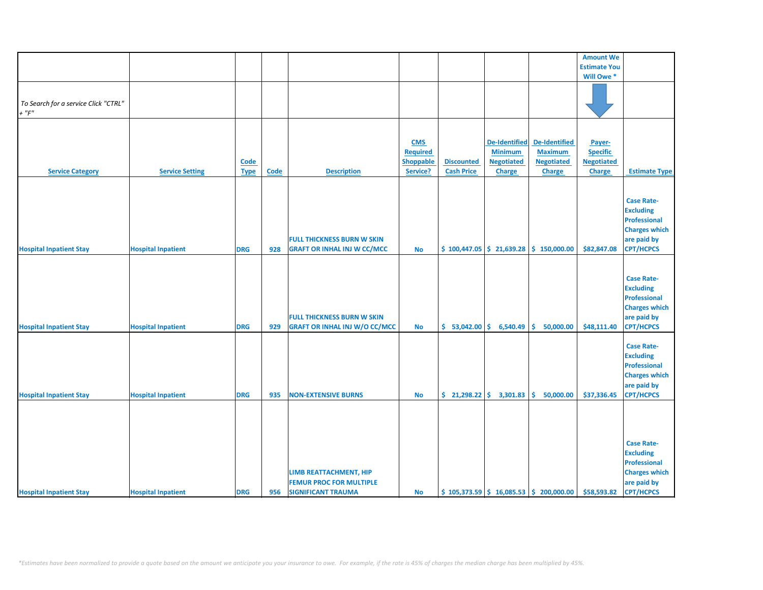| | | | | | | | | | Amount We Estimate You Will Owe * | |
|---|---|---|---|---|---|---|---|---|---|---|
| *To Search for a service Click "CTRL" + "F"* | | | | | | | | | | |
| Service Category | Service Setting | Code Type | Code | Description | CMS Required Shoppable Service? | Discounted Cash Price | De-Identified Minimum Negotiated Charge | De-Identified Maximum Negotiated Charge | Payer-Specific Negotiated Charge | Estimate Type |
| Hospital Inpatient Stay | Hospital Inpatient | DRG | 928 | FULL THICKNESS BURN W SKIN GRAFT OR INHAL INJ W CC/MCC | No | $ 100,447.05 | $ 21,639.28 | $ 150,000.00 | $82,847.08 | Case Rate-Excluding Professional Charges which are paid by CPT/HCPCS |
| Hospital Inpatient Stay | Hospital Inpatient | DRG | 929 | FULL THICKNESS BURN W SKIN GRAFT OR INHAL INJ W/O CC/MCC | No | $ 53,042.00 | $ 6,540.49 | $ 50,000.00 | $48,111.40 | Case Rate-Excluding Professional Charges which are paid by CPT/HCPCS |
| Hospital Inpatient Stay | Hospital Inpatient | DRG | 935 | NON-EXTENSIVE BURNS | No | $ 21,298.22 | $ 3,301.83 | $ 50,000.00 | $37,336.45 | Case Rate-Excluding Professional Charges which are paid by CPT/HCPCS |
| Hospital Inpatient Stay | Hospital Inpatient | DRG | 956 | LIMB REATTACHMENT, HIP FEMUR PROC FOR MULTIPLE SIGNIFICANT TRAUMA | No | $ 105,373.59 | $ 16,085.53 | $ 200,000.00 | $58,593.82 | Case Rate-Excluding Professional Charges which are paid by CPT/HCPCS |

*\*Estimates have been normalized to provide a quote based on the amount we anticipate you your insurance to owe. For example, if the rate is 45% of charges the median charge has been multiplied by 45%.*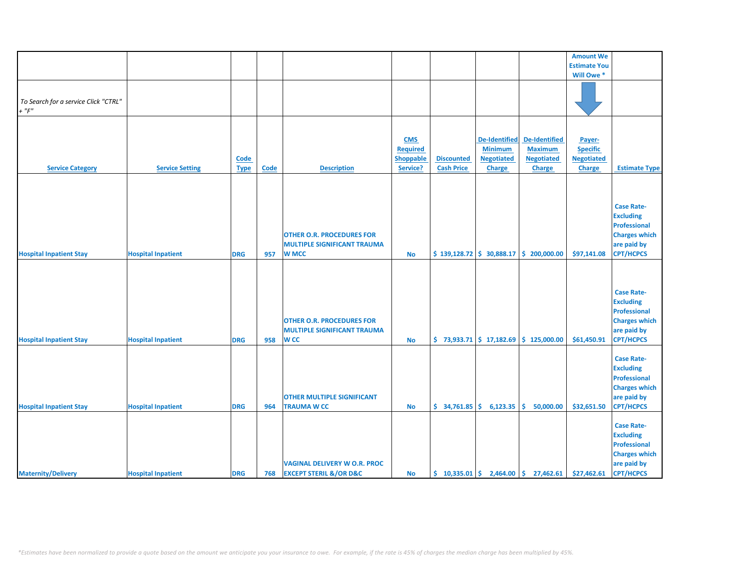| | | | | | | | | | Amount We Estimate You Will Owe * | |
|---|---|---|---|---|---|---|---|---|---|---|
| *To Search for a service Click "CTRL" + "F"* | | | | | | | | | | |
| **Service Category** | **Service Setting** | **Code Type** | **Code** | **Description** | **CMS Required Shoppable Service?** | **Discounted Cash Price** | **De-Identified Minimum Negotiated Charge** | **De-Identified Maximum Negotiated Charge** | **Payer-Specific Negotiated Charge** | **Estimate Type** |
| Hospital Inpatient Stay | Hospital Inpatient | DRG | 957 | OTHER O.R. PROCEDURES FOR MULTIPLE SIGNIFICANT TRAUMA W MCC | No | $ 139,128.72 | $ 30,888.17 | $ 200,000.00 | $97,141.08 | Case Rate-Excluding Professional Charges which are paid by CPT/HCPCS |
| Hospital Inpatient Stay | Hospital Inpatient | DRG | 958 | OTHER O.R. PROCEDURES FOR MULTIPLE SIGNIFICANT TRAUMA W CC | No | $ 73,933.71 | $ 17,182.69 | $ 125,000.00 | $61,450.91 | Case Rate-Excluding Professional Charges which are paid by CPT/HCPCS |
| Hospital Inpatient Stay | Hospital Inpatient | DRG | 964 | OTHER MULTIPLE SIGNIFICANT TRAUMA W CC | No | $ 34,761.85 | $ 6,123.35 | $ 50,000.00 | $32,651.50 | Case Rate-Excluding Professional Charges which are paid by CPT/HCPCS |
| Maternity/Delivery | Hospital Inpatient | DRG | 768 | VAGINAL DELIVERY W O.R. PROC EXCEPT STERIL &/OR D&C | No | $ 10,335.01 | $ 2,464.00 | $ 27,462.61 | $27,462.61 | Case Rate-Excluding Professional Charges which are paid by CPT/HCPCS |

*\*Estimates have been normalized to provide a quote based on the amount we anticipate you your insurance to owe. For example, if the rate is 45% of charges the median charge has been multiplied by 45%.*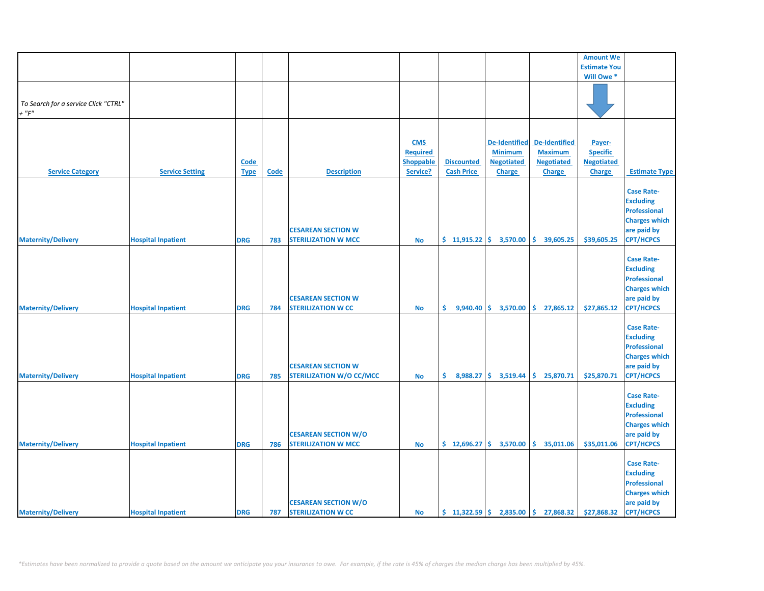| | | | | | | | | | Amount We Estimate You Will Owe * | |
|---|---|---|---|---|---|---|---|---|---|---|
| *To Search for a service Click "CTRL" + "F"* | | | | | | | | | | |
| Service Category | Service Setting | Code Type | Code | Description | CMS Required Shoppable Service? | Discounted Cash Price | De-Identified Minimum Negotiated Charge | De-Identified Maximum Negotiated Charge | Payer-Specific Negotiated Charge | Estimate Type |
| Maternity/Delivery | Hospital Inpatient | DRG | 783 | CESAREAN SECTION W STERILIZATION W MCC | No | $ 11,915.22 | $ 3,570.00 | $ 39,605.25 | $39,605.25 | Case Rate-Excluding Professional Charges which are paid by CPT/HCPCS |
| Maternity/Delivery | Hospital Inpatient | DRG | 784 | CESAREAN SECTION W STERILIZATION W CC | No | $ 9,940.40 | $ 3,570.00 | $ 27,865.12 | $27,865.12 | Case Rate-Excluding Professional Charges which are paid by CPT/HCPCS |
| Maternity/Delivery | Hospital Inpatient | DRG | 785 | CESAREAN SECTION W STERILIZATION W/O CC/MCC | No | $ 8,988.27 | $ 3,519.44 | $ 25,870.71 | $25,870.71 | Case Rate-Excluding Professional Charges which are paid by CPT/HCPCS |
| Maternity/Delivery | Hospital Inpatient | DRG | 786 | CESAREAN SECTION W/O STERILIZATION W MCC | No | $ 12,696.27 | $ 3,570.00 | $ 35,011.06 | $35,011.06 | Case Rate-Excluding Professional Charges which are paid by CPT/HCPCS |
| Maternity/Delivery | Hospital Inpatient | DRG | 787 | CESAREAN SECTION W/O STERILIZATION W CC | No | $ 11,322.59 | $ 2,835.00 | $ 27,868.32 | $27,868.32 | Case Rate-Excluding Professional Charges which are paid by CPT/HCPCS |

*\*Estimates have been normalized to provide a quote based on the amount we anticipate you your insurance to owe. For example, if the rate is 45% of charges the median charge has been multiplied by 45%.*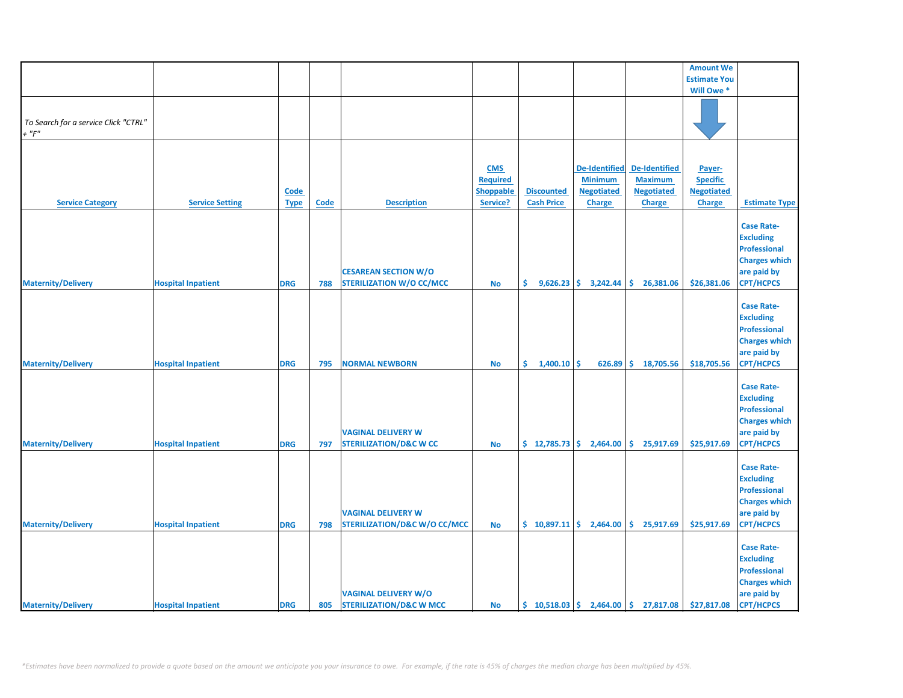| | | | | | | | | | Amount We Estimate You Will Owe * | |
|---|---|---|---|---|---|---|---|---|---|---|
| *To Search for a service Click "CTRL" + "F"* | | | | | | | | | | |
| Service Category | Service Setting | Code Type | Code | Description | CMS Required Shoppable Service? | Discounted Cash Price | De-Identified Minimum Negotiated Charge | De-Identified Maximum Negotiated Charge | Payer-Specific Negotiated Charge | Estimate Type |
| Maternity/Delivery | Hospital Inpatient | DRG | 788 | CESAREAN SECTION W/O STERILIZATION W/O CC/MCC | No | $ 9,626.23 | $ 3,242.44 | $ 26,381.06 | $26,381.06 | Case Rate-Excluding Professional Charges which are paid by CPT/HCPCS |
| Maternity/Delivery | Hospital Inpatient | DRG | 795 | NORMAL NEWBORN | No | $ 1,400.10 | $ 626.89 | $ 18,705.56 | $18,705.56 | Case Rate-Excluding Professional Charges which are paid by CPT/HCPCS |
| Maternity/Delivery | Hospital Inpatient | DRG | 797 | VAGINAL DELIVERY W STERILIZATION/D&C W CC | No | $ 12,785.73 | $ 2,464.00 | $ 25,917.69 | $25,917.69 | Case Rate-Excluding Professional Charges which are paid by CPT/HCPCS |
| Maternity/Delivery | Hospital Inpatient | DRG | 798 | VAGINAL DELIVERY W STERILIZATION/D&C W/O CC/MCC | No | $ 10,897.11 | $ 2,464.00 | $ 25,917.69 | $25,917.69 | Case Rate-Excluding Professional Charges which are paid by CPT/HCPCS |
| Maternity/Delivery | Hospital Inpatient | DRG | 805 | VAGINAL DELIVERY W/O STERILIZATION/D&C W MCC | No | $ 10,518.03 | $ 2,464.00 | $ 27,817.08 | $27,817.08 | Case Rate-Excluding Professional Charges which are paid by CPT/HCPCS |

*\*Estimates have been normalized to provide a quote based on the amount we anticipate you your insurance to owe. For example, if the rate is 45% of charges the median charge has been multiplied by 45%.*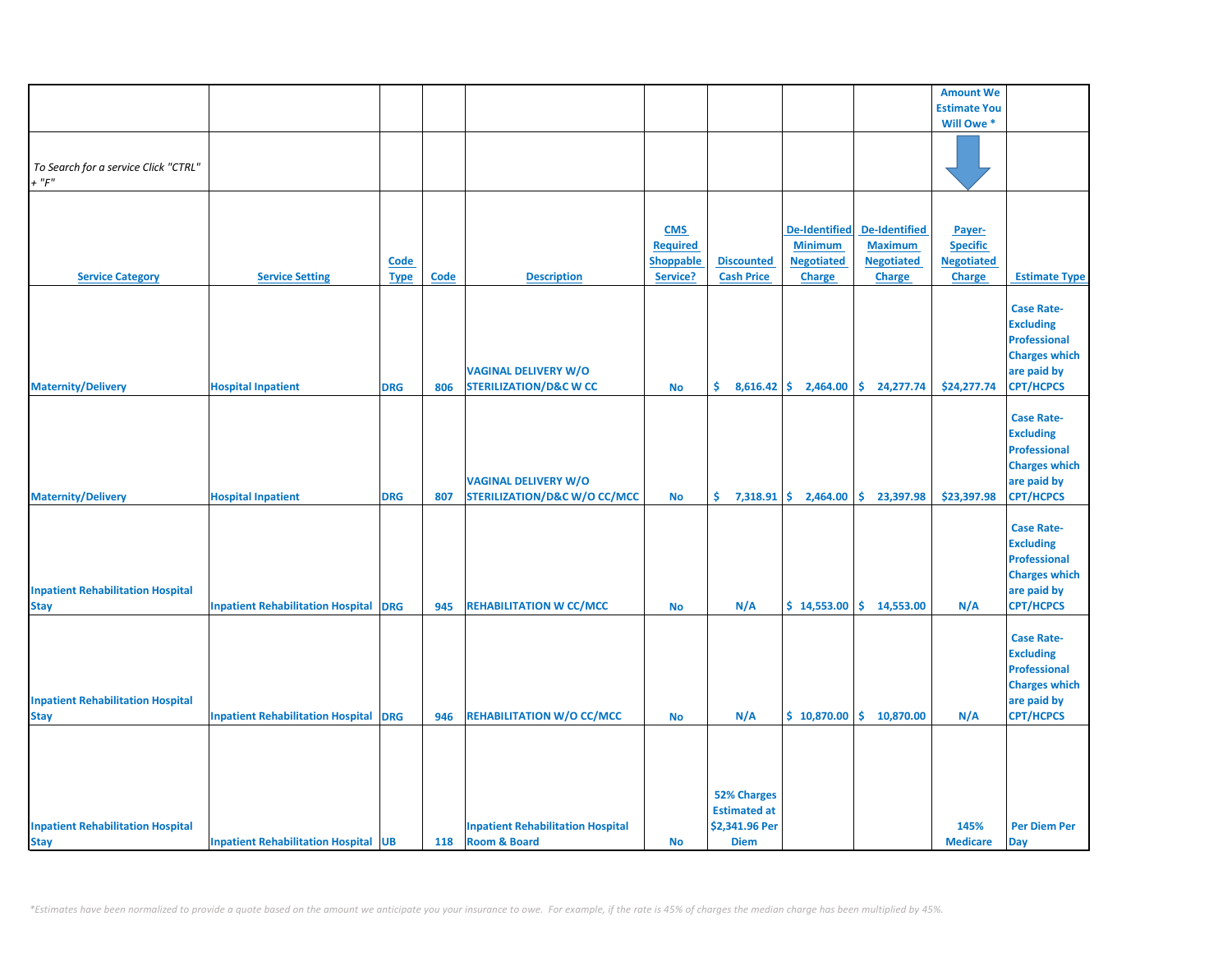| | | | | | | | | | Amount We Estimate You Will Owe * | |
|---|---|---|---|---|---|---|---|---|---|---|
| *To Search for a service Click "CTRL" + "F"* | | | | | | | | | | |
| Service Category | Service Setting | Code Type | Code | Description | CMS Required Shoppable Service? | Discounted Cash Price | De-Identified Minimum Negotiated Charge | De-Identified Maximum Negotiated Charge | Payer-Specific Negotiated Charge | Estimate Type |
| Maternity/Delivery | Hospital Inpatient | DRG | 806 | VAGINAL DELIVERY W/O STERILIZATION/D&C W CC | No | $ 8,616.42 | $ 2,464.00 | $ 24,277.74 | $24,277.74 | Case Rate-Excluding Professional Charges which are paid by CPT/HCPCS |
| Maternity/Delivery | Hospital Inpatient | DRG | 807 | VAGINAL DELIVERY W/O STERILIZATION/D&C W/O CC/MCC | No | $ 7,318.91 | $ 2,464.00 | $ 23,397.98 | $23,397.98 | Case Rate-Excluding Professional Charges which are paid by CPT/HCPCS |
| Inpatient Rehabilitation Hospital Stay | Inpatient Rehabilitation Hospital | DRG | 945 | REHABILITATION W CC/MCC | No | N/A | $ 14,553.00 | $ 14,553.00 | N/A | Case Rate-Excluding Professional Charges which are paid by CPT/HCPCS |
| Inpatient Rehabilitation Hospital Stay | Inpatient Rehabilitation Hospital | DRG | 946 | REHABILITATION W/O CC/MCC | No | N/A | $ 10,870.00 | $ 10,870.00 | N/A | Case Rate-Excluding Professional Charges which are paid by CPT/HCPCS |
| Inpatient Rehabilitation Hospital Stay | Inpatient Rehabilitation Hospital | UB | 118 | Inpatient Rehabilitation Hospital Room & Board | No | 52% Charges Estimated at $2,341.96 Per Diem | | | 145% Medicare | Per Diem Per Day |

*\*Estimates have been normalized to provide a quote based on the amount we anticipate you your insurance to owe. For example, if the rate is 45% of charges the median charge has been multiplied by 45%.*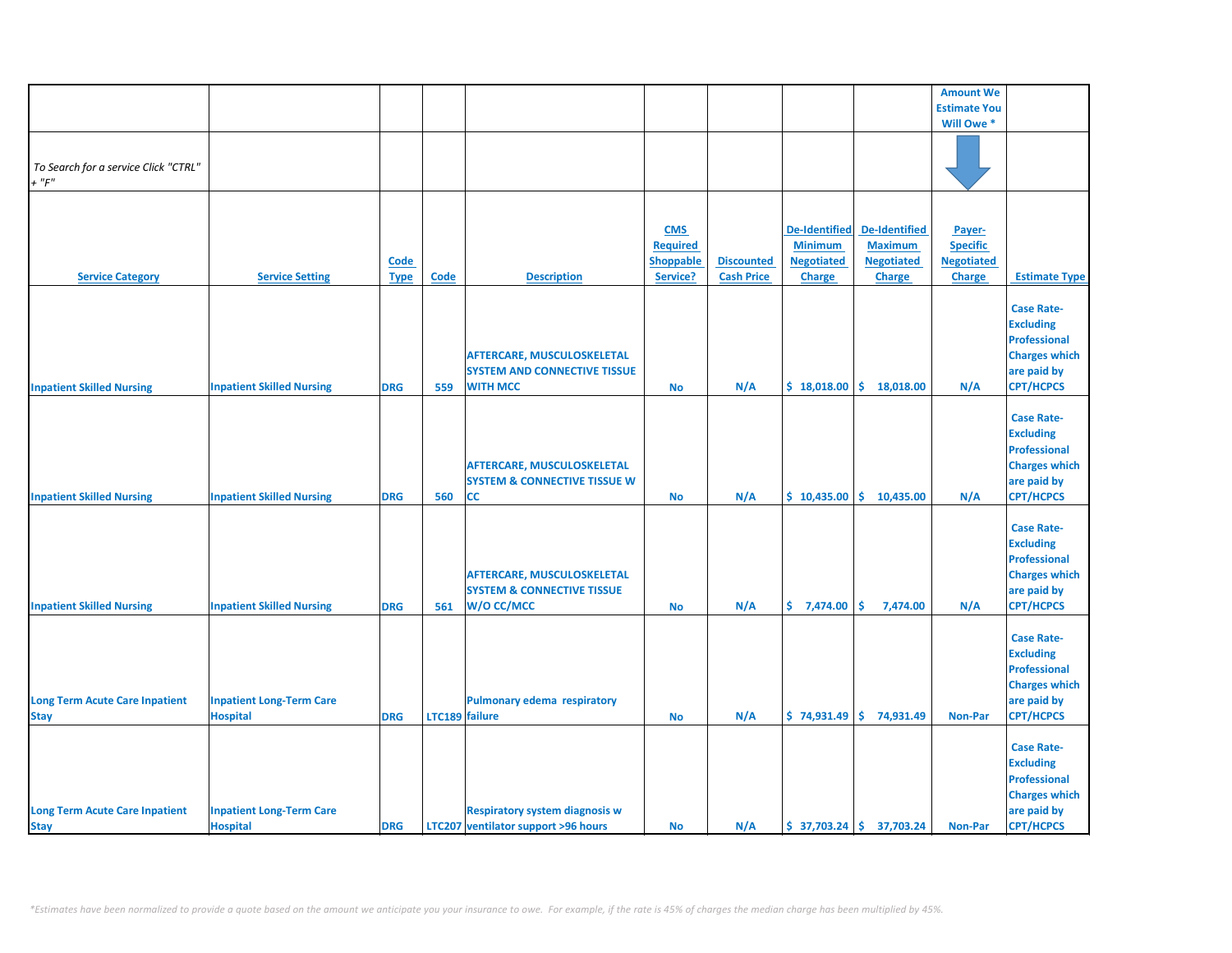| | | | | | | | | | Amount We Estimate You Will Owe * | |
|---|---|---|---|---|---|---|---|---|---|---|
| *To Search for a service Click "CTRL" + "F"* | | | | | | | | | | |
| **Service Category** | **Service Setting** | **Code Type** | **Code** | **Description** | **CMS Required Shoppable Service?** | **Discounted Cash Price** | **De-Identified Minimum Negotiated Charge** | **De-Identified Maximum Negotiated Charge** | **Payer-Specific Negotiated Charge** | **Estimate Type** |
| Inpatient Skilled Nursing | Inpatient Skilled Nursing | DRG | 559 | AFTERCARE, MUSCULOSKELETAL SYSTEM AND CONNECTIVE TISSUE WITH MCC | No | N/A | $ 18,018.00 | $ 18,018.00 | N/A | Case Rate- Excluding Professional Charges which are paid by CPT/HCPCS |
| Inpatient Skilled Nursing | Inpatient Skilled Nursing | DRG | 560 | AFTERCARE, MUSCULOSKELETAL SYSTEM & CONNECTIVE TISSUE W CC | No | N/A | $ 10,435.00 | $ 10,435.00 | N/A | Case Rate- Excluding Professional Charges which are paid by CPT/HCPCS |
| Inpatient Skilled Nursing | Inpatient Skilled Nursing | DRG | 561 | AFTERCARE, MUSCULOSKELETAL SYSTEM & CONNECTIVE TISSUE W/O CC/MCC | No | N/A | $ 7,474.00 | $ 7,474.00 | N/A | Case Rate- Excluding Professional Charges which are paid by CPT/HCPCS |
| Long Term Acute Care Inpatient Stay | Inpatient Long-Term Care Hospital | DRG | LTC189 | Pulmonary edema respiratory failure | No | N/A | $ 74,931.49 | $ 74,931.49 | Non-Par | Case Rate- Excluding Professional Charges which are paid by CPT/HCPCS |
| Long Term Acute Care Inpatient Stay | Inpatient Long-Term Care Hospital | DRG | LTC207 | Respiratory system diagnosis w ventilator support >96 hours | No | N/A | $ 37,703.24 | $ 37,703.24 | Non-Par | Case Rate- Excluding Professional Charges which are paid by CPT/HCPCS |

*\*Estimates have been normalized to provide a quote based on the amount we anticipate you your insurance to owe. For example, if the rate is 45% of charges the median charge has been multiplied by 45%.*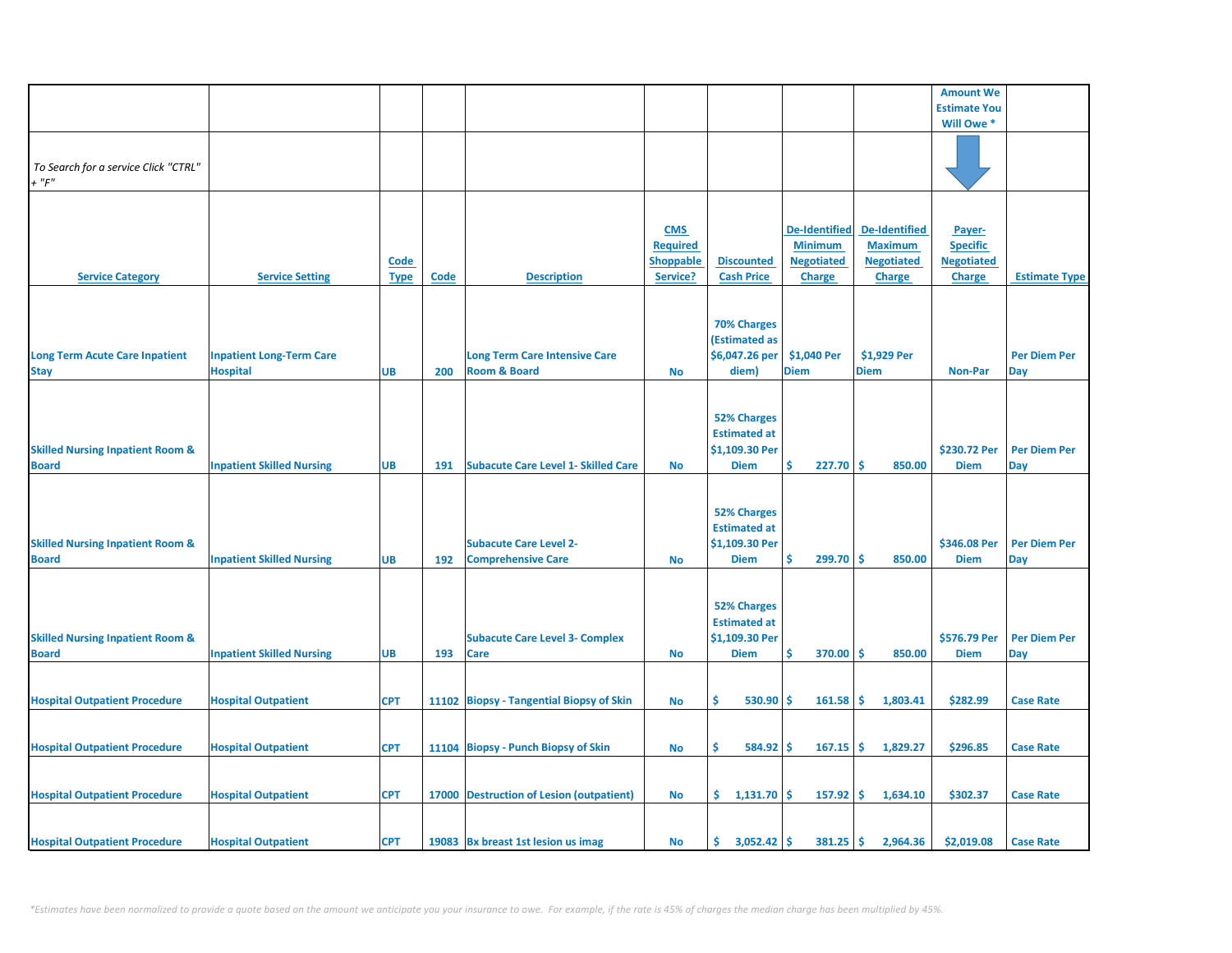| | | | | | | | | | Amount We Estimate You Will Owe * | |
|---|---|---|---|---|---|---|---|---|---|---|
| *To Search for a service Click "CTRL" + "F"* | | | | | | | | | | |
| Service Category | Service Setting | Code Type | Code | Description | CMS Required Shoppable Service? | Discounted Cash Price | De-Identified Minimum Negotiated Charge | De-Identified Maximum Negotiated Charge | Payer-Specific Negotiated Charge | Estimate Type |
| Long Term Acute Care Inpatient Stay | Inpatient Long-Term Care Hospital | UB | 200 | Long Term Care Intensive Care Room & Board | No | 70% Charges (Estimated as $6,047.26 per diem) | $1,040 Per Diem | $1,929 Per Diem | Non-Par | Per Diem Per Day |
| Skilled Nursing Inpatient Room & Board | Inpatient Skilled Nursing | UB | 191 | Subacute Care Level 1- Skilled Care | No | 52% Charges Estimated at $1,109.30 Per Diem | $ 227.70 | $ 850.00 | $230.72 Per Diem | Per Diem Per Day |
| Skilled Nursing Inpatient Room & Board | Inpatient Skilled Nursing | UB | 192 | Subacute Care Level 2- Comprehensive Care | No | 52% Charges Estimated at $1,109.30 Per Diem | $ 299.70 | $ 850.00 | $346.08 Per Diem | Per Diem Per Day |
| Skilled Nursing Inpatient Room & Board | Inpatient Skilled Nursing | UB | 193 | Subacute Care Level 3- Complex Care | No | 52% Charges Estimated at $1,109.30 Per Diem | $ 370.00 | $ 850.00 | $576.79 Per Diem | Per Diem Per Day |
| Hospital Outpatient Procedure | Hospital Outpatient | CPT | 11102 | Biopsy - Tangential Biopsy of Skin | No | $ 530.90 | $ 161.58 | $ 1,803.41 | $282.99 | Case Rate |
| Hospital Outpatient Procedure | Hospital Outpatient | CPT | 11104 | Biopsy - Punch Biopsy of Skin | No | $ 584.92 | $ 167.15 | $ 1,829.27 | $296.85 | Case Rate |
| Hospital Outpatient Procedure | Hospital Outpatient | CPT | 17000 | Destruction of Lesion (outpatient) | No | $ 1,131.70 | $ 157.92 | $ 1,634.10 | $302.37 | Case Rate |
| Hospital Outpatient Procedure | Hospital Outpatient | CPT | 19083 | Bx breast 1st lesion us imag | No | $ 3,052.42 | $ 381.25 | $ 2,964.36 | $2,019.08 | Case Rate |

*\*Estimates have been normalized to provide a quote based on the amount we anticipate you your insurance to owe. For example, if the rate is 45% of charges the median charge has been multiplied by 45%.*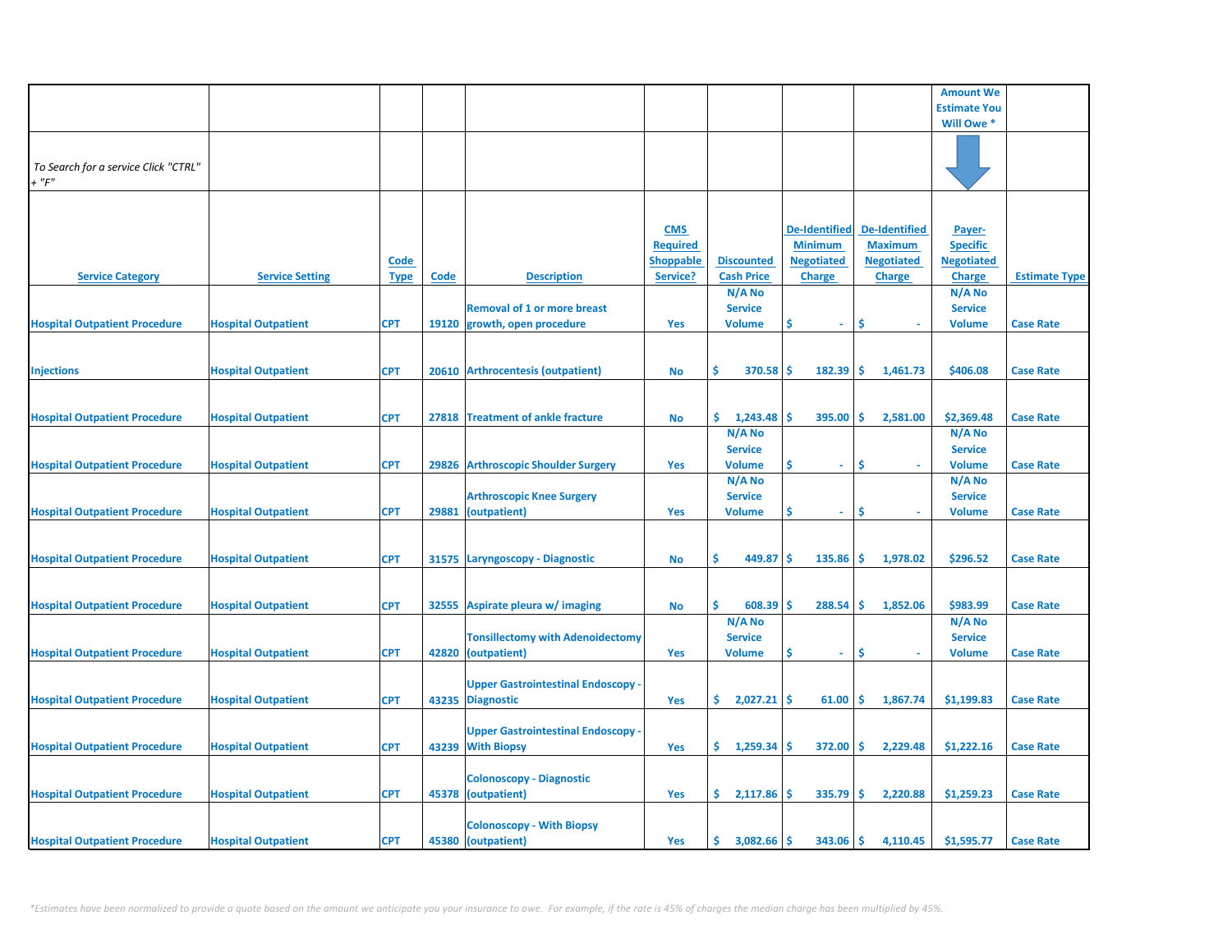| | | | | | | | | | Amount We Estimate You Will Owe * | |
|---|---|---|---|---|---|---|---|---|---|---|
| *To Search for a service Click "CTRL" + "F"* | | | | | | | | | | |
| **Service Category** | **Service Setting** | **Code Type** | **Code** | **Description** | **CMS Required Shoppable Service?** | **Discounted Cash Price** | **De-Identified Minimum Negotiated Charge** | **De-Identified Maximum Negotiated Charge** | **Payer-Specific Negotiated Charge** | **Estimate Type** |
| Hospital Outpatient Procedure | Hospital Outpatient | CPT | 19120 | Removal of 1 or more breast growth, open procedure | Yes | N/A No Service Volume | $ - | $ - | N/A No Service Volume | Case Rate |
| Injections | Hospital Outpatient | CPT | 20610 | Arthrocentesis (outpatient) | No | $ 370.58 | $ 182.39 | $ 1,461.73 | $406.08 | Case Rate |
| Hospital Outpatient Procedure | Hospital Outpatient | CPT | 27818 | Treatment of ankle fracture | No | $ 1,243.48 | $ 395.00 | $ 2,581.00 | $2,369.48 | Case Rate |
| Hospital Outpatient Procedure | Hospital Outpatient | CPT | 29826 | Arthroscopic Shoulder Surgery | Yes | N/A No Service Volume | $ - | $ - | N/A No Service Volume | Case Rate |
| Hospital Outpatient Procedure | Hospital Outpatient | CPT | 29881 | Arthroscopic Knee Surgery (outpatient) | Yes | N/A No Service Volume | $ - | $ - | N/A No Service Volume | Case Rate |
| Hospital Outpatient Procedure | Hospital Outpatient | CPT | 31575 | Laryngoscopy - Diagnostic | No | $ 449.87 | $ 135.86 | $ 1,978.02 | $296.52 | Case Rate |
| Hospital Outpatient Procedure | Hospital Outpatient | CPT | 32555 | Aspirate pleura w/ imaging | No | $ 608.39 | $ 288.54 | $ 1,852.06 | $983.99 | Case Rate |
| Hospital Outpatient Procedure | Hospital Outpatient | CPT | 42820 | Tonsillectomy with Adenoidectomy (outpatient) | Yes | N/A No Service Volume | $ - | $ - | N/A No Service Volume | Case Rate |
| Hospital Outpatient Procedure | Hospital Outpatient | CPT | 43235 | Upper Gastrointestinal Endoscopy - Diagnostic | Yes | $ 2,027.21 | $ 61.00 | $ 1,867.74 | $1,199.83 | Case Rate |
| Hospital Outpatient Procedure | Hospital Outpatient | CPT | 43239 | Upper Gastrointestinal Endoscopy - With Biopsy | Yes | $ 1,259.34 | $ 372.00 | $ 2,229.48 | $1,222.16 | Case Rate |
| Hospital Outpatient Procedure | Hospital Outpatient | CPT | 45378 | Colonoscopy - Diagnostic (outpatient) | Yes | $ 2,117.86 | $ 335.79 | $ 2,220.88 | $1,259.23 | Case Rate |
| Hospital Outpatient Procedure | Hospital Outpatient | CPT | 45380 | Colonoscopy - With Biopsy (outpatient) | Yes | $ 3,082.66 | $ 343.06 | $ 4,110.45 | $1,595.77 | Case Rate |

*\*Estimates have been normalized to provide a quote based on the amount we anticipate you your insurance to owe. For example, if the rate is 45% of charges the median charge has been multiplied by 45%.*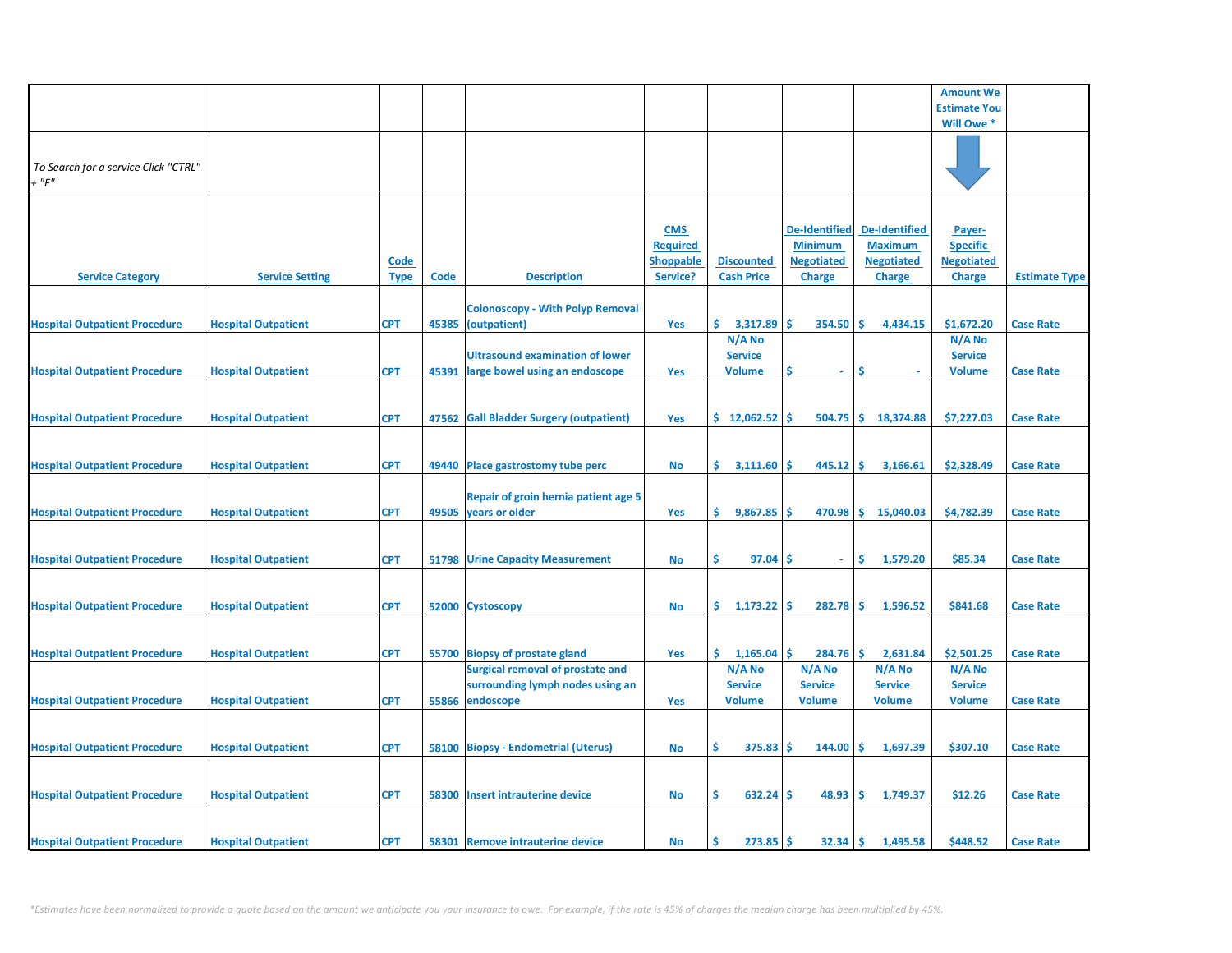| | | | | | | | | | Amount We Estimate You Will Owe * | |
|---|---|---|---|---|---|---|---|---|---|---|
| *To Search for a service Click "CTRL" + "F"* | | | | | | | | | | |
| **Service Category** | **Service Setting** | **Code Type** | **Code** | **Description** | **CMS Required Shoppable Service?** | **Discounted Cash Price** | **De-Identified Minimum Negotiated Charge** | **De-Identified Maximum Negotiated Charge** | **Payer-Specific Negotiated Charge** | **Estimate Type** |
| Hospital Outpatient Procedure | Hospital Outpatient | CPT | 45385 | Colonoscopy - With Polyp Removal (outpatient) | Yes | $ 3,317.89 | $ 354.50 | $ 4,434.15 | $1,672.20 | Case Rate |
| Hospital Outpatient Procedure | Hospital Outpatient | CPT | 45391 | Ultrasound examination of lower large bowel using an endoscope | Yes | N/A No Service Volume | $ - | $ - | N/A No Service Volume | Case Rate |
| Hospital Outpatient Procedure | Hospital Outpatient | CPT | 47562 | Gall Bladder Surgery (outpatient) | Yes | $ 12,062.52 | $ 504.75 | $ 18,374.88 | $7,227.03 | Case Rate |
| Hospital Outpatient Procedure | Hospital Outpatient | CPT | 49440 | Place gastrostomy tube perc | No | $ 3,111.60 | $ 445.12 | $ 3,166.61 | $2,328.49 | Case Rate |
| Hospital Outpatient Procedure | Hospital Outpatient | CPT | 49505 | Repair of groin hernia patient age 5 years or older | Yes | $ 9,867.85 | $ 470.98 | $ 15,040.03 | $4,782.39 | Case Rate |
| Hospital Outpatient Procedure | Hospital Outpatient | CPT | 51798 | Urine Capacity Measurement | No | $ 97.04 | $ - | $ 1,579.20 | $85.34 | Case Rate |
| Hospital Outpatient Procedure | Hospital Outpatient | CPT | 52000 | Cystoscopy | No | $ 1,173.22 | $ 282.78 | $ 1,596.52 | $841.68 | Case Rate |
| Hospital Outpatient Procedure | Hospital Outpatient | CPT | 55700 | Biopsy of prostate gland | Yes | $ 1,165.04 | $ 284.76 | $ 2,631.84 | $2,501.25 | Case Rate |
| Hospital Outpatient Procedure | Hospital Outpatient | CPT | 55866 | Surgical removal of prostate and surrounding lymph nodes using an endoscope | Yes | N/A No Service Volume | N/A No Service Volume | N/A No Service Volume | N/A No Service Volume | Case Rate |
| Hospital Outpatient Procedure | Hospital Outpatient | CPT | 58100 | Biopsy - Endometrial (Uterus) | No | $ 375.83 | $ 144.00 | $ 1,697.39 | $307.10 | Case Rate |
| Hospital Outpatient Procedure | Hospital Outpatient | CPT | 58300 | Insert intrauterine device | No | $ 632.24 | $ 48.93 | $ 1,749.37 | $12.26 | Case Rate |
| Hospital Outpatient Procedure | Hospital Outpatient | CPT | 58301 | Remove intrauterine device | No | $ 273.85 | $ 32.34 | $ 1,495.58 | $448.52 | Case Rate |

*\*Estimates have been normalized to provide a quote based on the amount we anticipate you your insurance to owe. For example, if the rate is 45% of charges the median charge has been multiplied by 45%.*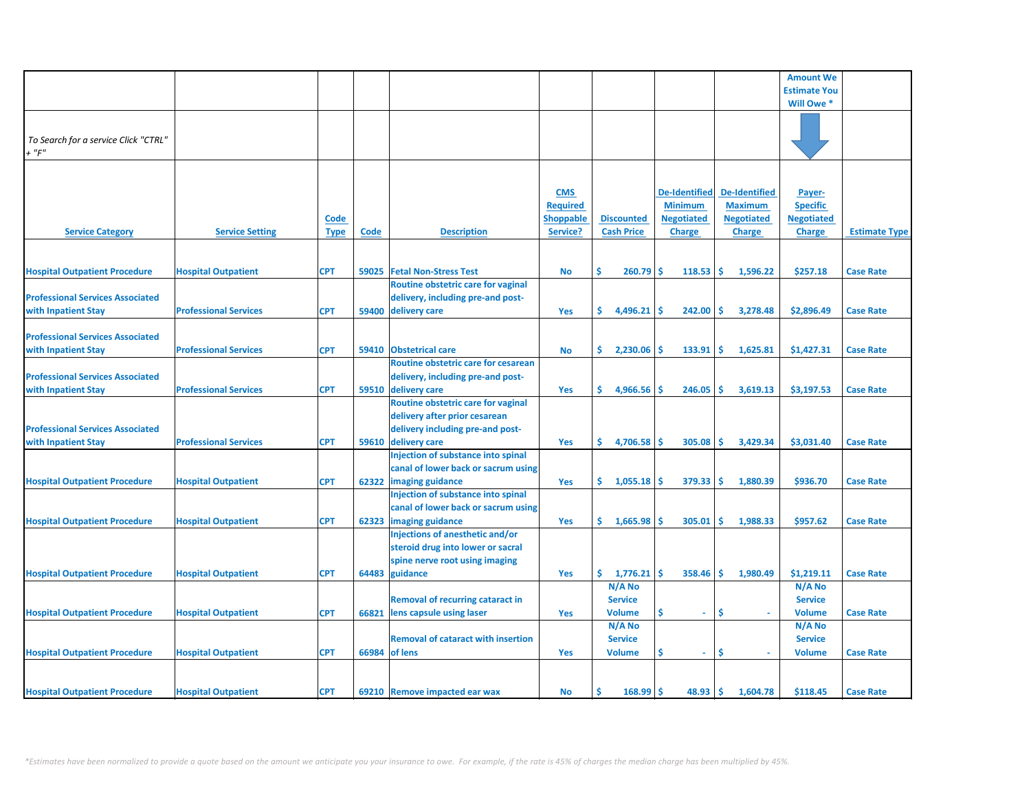| | | | | | | | | | Amount We Estimate You Will Owe * | |
|---|---|---|---|---|---|---|---|---|---|---|
| *To Search for a service Click "CTRL" + "F"* | | | | | | | | | | |
| Service Category | Service Setting | Code Type | Code | Description | CMS Required Shoppable Service? | Discounted Cash Price | De-Identified Minimum Negotiated Charge | De-Identified Maximum Negotiated Charge | Payer-Specific Negotiated Charge | Estimate Type |
| Hospital Outpatient Procedure | Hospital Outpatient | CPT | 59025 | Fetal Non-Stress Test | No | $ 260.79 | $ 118.53 | $ 1,596.22 | $257.18 | Case Rate |
| Professional Services Associated with Inpatient Stay | Professional Services | CPT | 59400 | Routine obstetric care for vaginal delivery, including pre-and post-delivery care | Yes | $ 4,496.21 | $ 242.00 | $ 3,278.48 | $2,896.49 | Case Rate |
| Professional Services Associated with Inpatient Stay | Professional Services | CPT | 59410 | Obstetrical care | No | $ 2,230.06 | $ 133.91 | $ 1,625.81 | $1,427.31 | Case Rate |
| Professional Services Associated with Inpatient Stay | Professional Services | CPT | 59510 | Routine obstetric care for cesarean delivery, including pre-and post-delivery care | Yes | $ 4,966.56 | $ 246.05 | $ 3,619.13 | $3,197.53 | Case Rate |
| Professional Services Associated with Inpatient Stay | Professional Services | CPT | 59610 | Routine obstetric care for vaginal delivery after prior cesarean delivery including pre-and post-delivery care | Yes | $ 4,706.58 | $ 305.08 | $ 3,429.34 | $3,031.40 | Case Rate |
| Hospital Outpatient Procedure | Hospital Outpatient | CPT | 62322 | Injection of substance into spinal canal of lower back or sacrum using imaging guidance | Yes | $ 1,055.18 | $ 379.33 | $ 1,880.39 | $936.70 | Case Rate |
| Hospital Outpatient Procedure | Hospital Outpatient | CPT | 62323 | Injection of substance into spinal canal of lower back or sacrum using imaging guidance | Yes | $ 1,665.98 | $ 305.01 | $ 1,988.33 | $957.62 | Case Rate |
| Hospital Outpatient Procedure | Hospital Outpatient | CPT | 64483 | Injections of anesthetic and/or steroid drug into lower or sacral spine nerve root using imaging guidance | Yes | $ 1,776.21 | $ 358.46 | $ 1,980.49 | $1,219.11 | Case Rate |
| Hospital Outpatient Procedure | Hospital Outpatient | CPT | 66821 | Removal of recurring cataract in lens capsule using laser | Yes | N/A No Service Volume | $ - | $ - | N/A No Service Volume | Case Rate |
| Hospital Outpatient Procedure | Hospital Outpatient | CPT | 66984 | Removal of cataract with insertion of lens | Yes | N/A No Service Volume | $ - | $ - | N/A No Service Volume | Case Rate |
| Hospital Outpatient Procedure | Hospital Outpatient | CPT | 69210 | Remove impacted ear wax | No | $ 168.99 | $ 48.93 | $ 1,604.78 | $118.45 | Case Rate |

*\*Estimates have been normalized to provide a quote based on the amount we anticipate you your insurance to owe. For example, if the rate is 45% of charges the median charge has been multiplied by 45%.*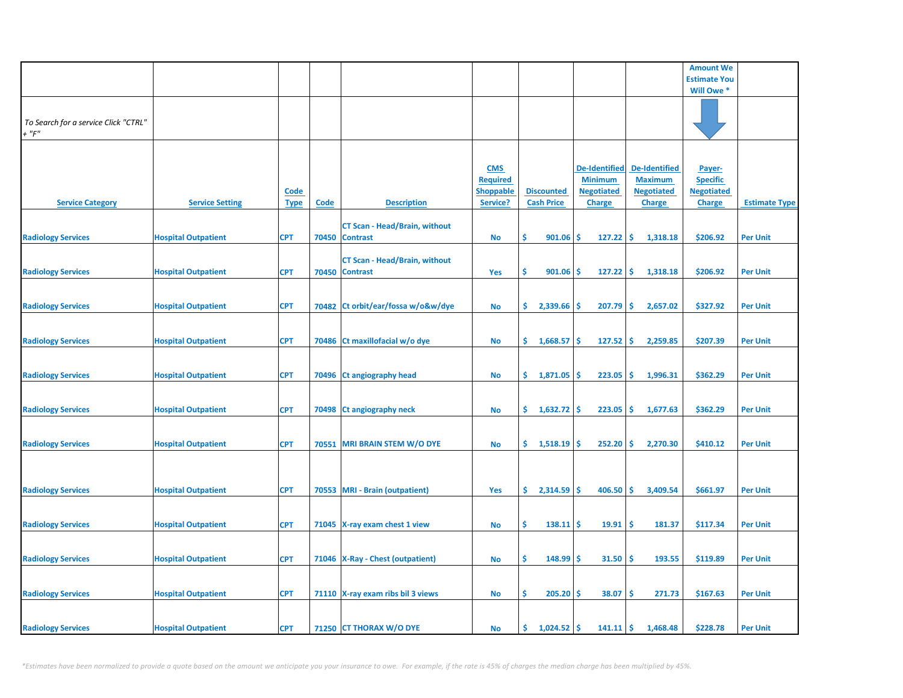| | | | | | | | | | Amount We Estimate You Will Owe * | |
|---|---|---|---|---|---|---|---|---|---|---|
| To Search for a service Click "CTRL" + "F" | | | | | | | | | | |
| Service Category | Service Setting | Code Type | Code | Description | CMS Required Shoppable Service? | Discounted Cash Price | De-Identified Minimum Negotiated Charge | De-Identified Maximum Negotiated Charge | Payer-Specific Negotiated Charge | Estimate Type |
| Radiology Services | Hospital Outpatient | CPT | 70450 | CT Scan - Head/Brain, without Contrast | No | $ 901.06 | $ 127.22 | $ 1,318.18 | $206.92 | Per Unit |
| Radiology Services | Hospital Outpatient | CPT | 70450 | CT Scan - Head/Brain, without Contrast | Yes | $ 901.06 | $ 127.22 | $ 1,318.18 | $206.92 | Per Unit |
| Radiology Services | Hospital Outpatient | CPT | 70482 | Ct orbit/ear/fossa w/o&w/dye | No | $ 2,339.66 | $ 207.79 | $ 2,657.02 | $327.92 | Per Unit |
| Radiology Services | Hospital Outpatient | CPT | 70486 | Ct maxillofacial w/o dye | No | $ 1,668.57 | $ 127.52 | $ 2,259.85 | $207.39 | Per Unit |
| Radiology Services | Hospital Outpatient | CPT | 70496 | Ct angiography head | No | $ 1,871.05 | $ 223.05 | $ 1,996.31 | $362.29 | Per Unit |
| Radiology Services | Hospital Outpatient | CPT | 70498 | Ct angiography neck | No | $ 1,632.72 | $ 223.05 | $ 1,677.63 | $362.29 | Per Unit |
| Radiology Services | Hospital Outpatient | CPT | 70551 | MRI BRAIN STEM W/O DYE | No | $ 1,518.19 | $ 252.20 | $ 2,270.30 | $410.12 | Per Unit |
| Radiology Services | Hospital Outpatient | CPT | 70553 | MRI - Brain (outpatient) | Yes | $ 2,314.59 | $ 406.50 | $ 3,409.54 | $661.97 | Per Unit |
| Radiology Services | Hospital Outpatient | CPT | 71045 | X-ray exam chest 1 view | No | $ 138.11 | $ 19.91 | $ 181.37 | $117.34 | Per Unit |
| Radiology Services | Hospital Outpatient | CPT | 71046 | X-Ray - Chest (outpatient) | No | $ 148.99 | $ 31.50 | $ 193.55 | $119.89 | Per Unit |
| Radiology Services | Hospital Outpatient | CPT | 71110 | X-ray exam ribs bil 3 views | No | $ 205.20 | $ 38.07 | $ 271.73 | $167.63 | Per Unit |
| Radiology Services | Hospital Outpatient | CPT | 71250 | CT THORAX W/O DYE | No | $ 1,024.52 | $ 141.11 | $ 1,468.48 | $228.78 | Per Unit |

*Estimates have been normalized to provide a quote based on the amount we anticipate you your insurance to owe. For example, if the rate is 45% of charges the median charge has been multiplied by 45%.*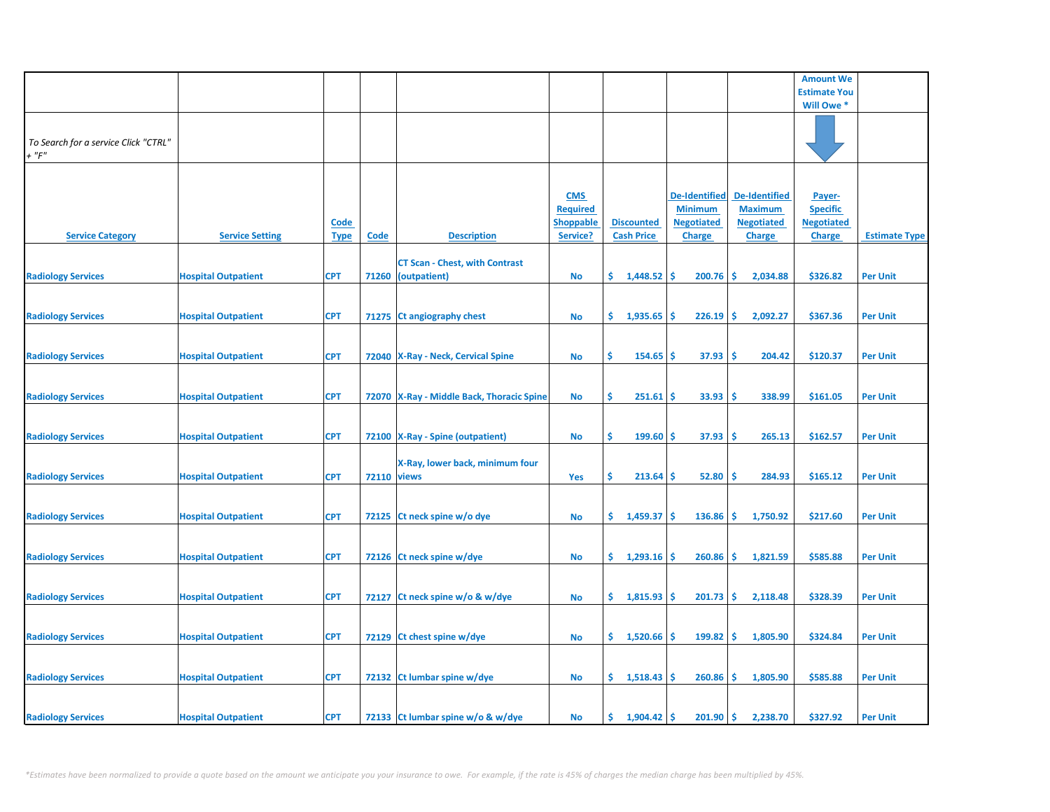| Service Category | Service Setting | Code Type | Code | Description | CMS Required Shoppable Service? | Discounted Cash Price | De-Identified Minimum Negotiated Charge | De-Identified Maximum Negotiated Charge | Payer-Specific Negotiated Charge | Estimate Type |
|---|---|---|---|---|---|---|---|---|---|---|
| | | | | | | | | | Amount We Estimate You Will Owe * | |
| *To Search for a service Click "CTRL" + "F"* | | | | | | | | | | |
| Radiology Services | Hospital Outpatient | CPT | 71260 | CT Scan - Chest, with Contrast (outpatient) | No | $ 1,448.52 | $ 200.76 | $ 2,034.88 | $326.82 | Per Unit |
| Radiology Services | Hospital Outpatient | CPT | 71275 | Ct angiography chest | No | $ 1,935.65 | $ 226.19 | $ 2,092.27 | $367.36 | Per Unit |
| Radiology Services | Hospital Outpatient | CPT | 72040 | X-Ray - Neck, Cervical Spine | No | $ 154.65 | $ 37.93 | $ 204.42 | $120.37 | Per Unit |
| Radiology Services | Hospital Outpatient | CPT | 72070 | X-Ray - Middle Back, Thoracic Spine | No | $ 251.61 | $ 33.93 | $ 338.99 | $161.05 | Per Unit |
| Radiology Services | Hospital Outpatient | CPT | 72100 | X-Ray - Spine (outpatient) | No | $ 199.60 | $ 37.93 | $ 265.13 | $162.57 | Per Unit |
| Radiology Services | Hospital Outpatient | CPT | 72110 | X-Ray, lower back, minimum four views | Yes | $ 213.64 | $ 52.80 | $ 284.93 | $165.12 | Per Unit |
| Radiology Services | Hospital Outpatient | CPT | 72125 | Ct neck spine w/o dye | No | $ 1,459.37 | $ 136.86 | $ 1,750.92 | $217.60 | Per Unit |
| Radiology Services | Hospital Outpatient | CPT | 72126 | Ct neck spine w/dye | No | $ 1,293.16 | $ 260.86 | $ 1,821.59 | $585.88 | Per Unit |
| Radiology Services | Hospital Outpatient | CPT | 72127 | Ct neck spine w/o & w/dye | No | $ 1,815.93 | $ 201.73 | $ 2,118.48 | $328.39 | Per Unit |
| Radiology Services | Hospital Outpatient | CPT | 72129 | Ct chest spine w/dye | No | $ 1,520.66 | $ 199.82 | $ 1,805.90 | $324.84 | Per Unit |
| Radiology Services | Hospital Outpatient | CPT | 72132 | Ct lumbar spine w/dye | No | $ 1,518.43 | $ 260.86 | $ 1,805.90 | $585.88 | Per Unit |
| Radiology Services | Hospital Outpatient | CPT | 72133 | Ct lumbar spine w/o & w/dye | No | $ 1,904.42 | $ 201.90 | $ 2,238.70 | $327.92 | Per Unit |

*\*Estimates have been normalized to provide a quote based on the amount we anticipate you your insurance to owe. For example, if the rate is 45% of charges the median charge has been multiplied by 45%.*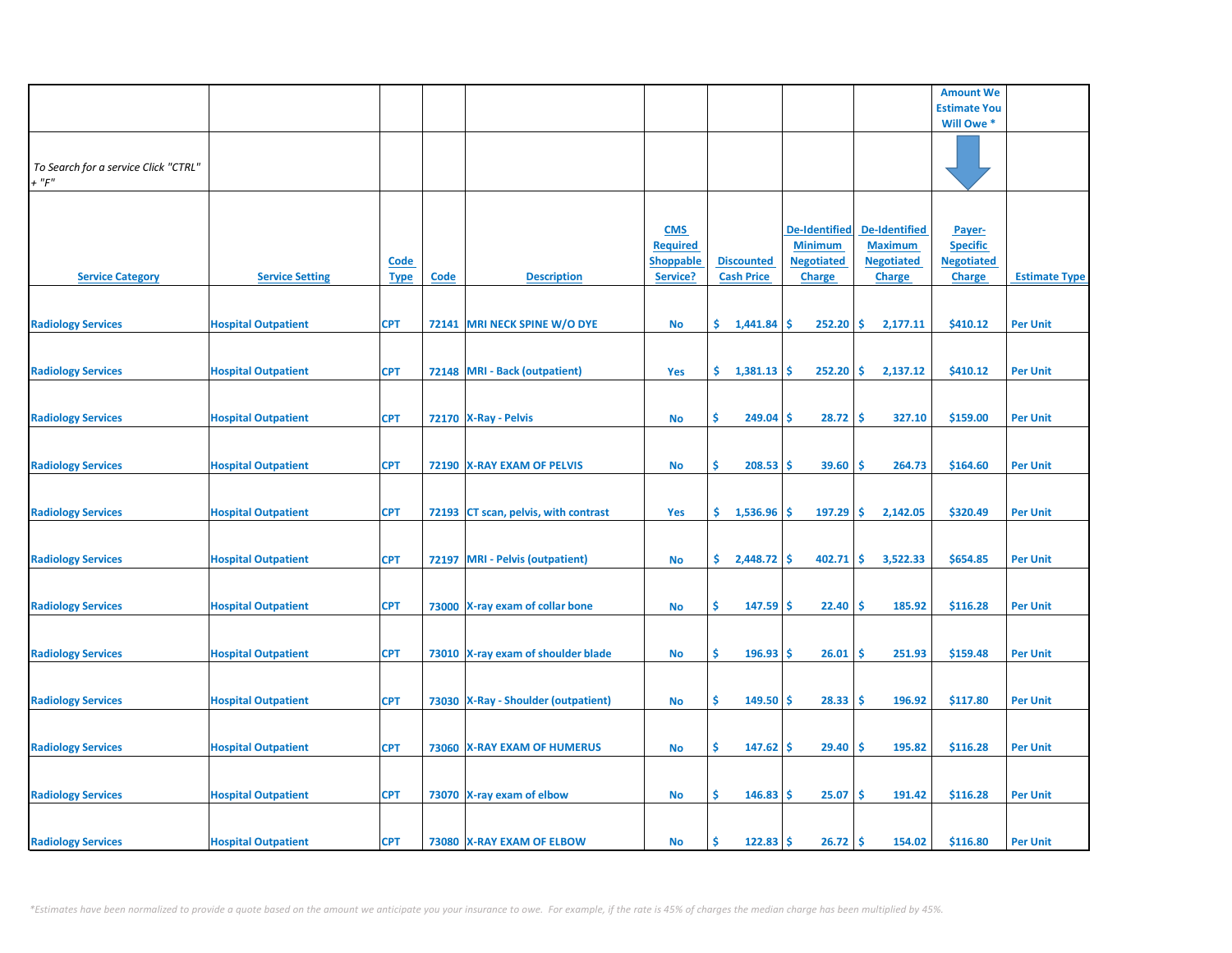| | | | | | | | | | Amount We Estimate You Will Owe * | |
|---|---|---|---|---|---|---|---|---|---|---|
| *To Search for a service Click "CTRL" + "F"* | | | | | | | | | | |
| **Service Category** | **Service Setting** | **Code Type** | **Code** | **Description** | **CMS Required Shoppable Service?** | **Discounted Cash Price** | **De-Identified Minimum Negotiated Charge** | **De-Identified Maximum Negotiated Charge** | **Payer-Specific Negotiated Charge** | **Estimate Type** |
| Radiology Services | Hospital Outpatient | CPT | 72141 | MRI NECK SPINE W/O DYE | No | $ 1,441.84 | $ 252.20 | $ 2,177.11 | $410.12 | Per Unit |
| Radiology Services | Hospital Outpatient | CPT | 72148 | MRI - Back (outpatient) | Yes | $ 1,381.13 | $ 252.20 | $ 2,137.12 | $410.12 | Per Unit |
| Radiology Services | Hospital Outpatient | CPT | 72170 | X-Ray - Pelvis | No | $ 249.04 | $ 28.72 | $ 327.10 | $159.00 | Per Unit |
| Radiology Services | Hospital Outpatient | CPT | 72190 | X-RAY EXAM OF PELVIS | No | $ 208.53 | $ 39.60 | $ 264.73 | $164.60 | Per Unit |
| Radiology Services | Hospital Outpatient | CPT | 72193 | CT scan, pelvis, with contrast | Yes | $ 1,536.96 | $ 197.29 | $ 2,142.05 | $320.49 | Per Unit |
| Radiology Services | Hospital Outpatient | CPT | 72197 | MRI - Pelvis (outpatient) | No | $ 2,448.72 | $ 402.71 | $ 3,522.33 | $654.85 | Per Unit |
| Radiology Services | Hospital Outpatient | CPT | 73000 | X-ray exam of collar bone | No | $ 147.59 | $ 22.40 | $ 185.92 | $116.28 | Per Unit |
| Radiology Services | Hospital Outpatient | CPT | 73010 | X-ray exam of shoulder blade | No | $ 196.93 | $ 26.01 | $ 251.93 | $159.48 | Per Unit |
| Radiology Services | Hospital Outpatient | CPT | 73030 | X-Ray - Shoulder (outpatient) | No | $ 149.50 | $ 28.33 | $ 196.92 | $117.80 | Per Unit |
| Radiology Services | Hospital Outpatient | CPT | 73060 | X-RAY EXAM OF HUMERUS | No | $ 147.62 | $ 29.40 | $ 195.82 | $116.28 | Per Unit |
| Radiology Services | Hospital Outpatient | CPT | 73070 | X-ray exam of elbow | No | $ 146.83 | $ 25.07 | $ 191.42 | $116.28 | Per Unit |
| Radiology Services | Hospital Outpatient | CPT | 73080 | X-RAY EXAM OF ELBOW | No | $ 122.83 | $ 26.72 | $ 154.02 | $116.80 | Per Unit |

*\*Estimates have been normalized to provide a quote based on the amount we anticipate you your insurance to owe. For example, if the rate is 45% of charges the median charge has been multiplied by 45%.*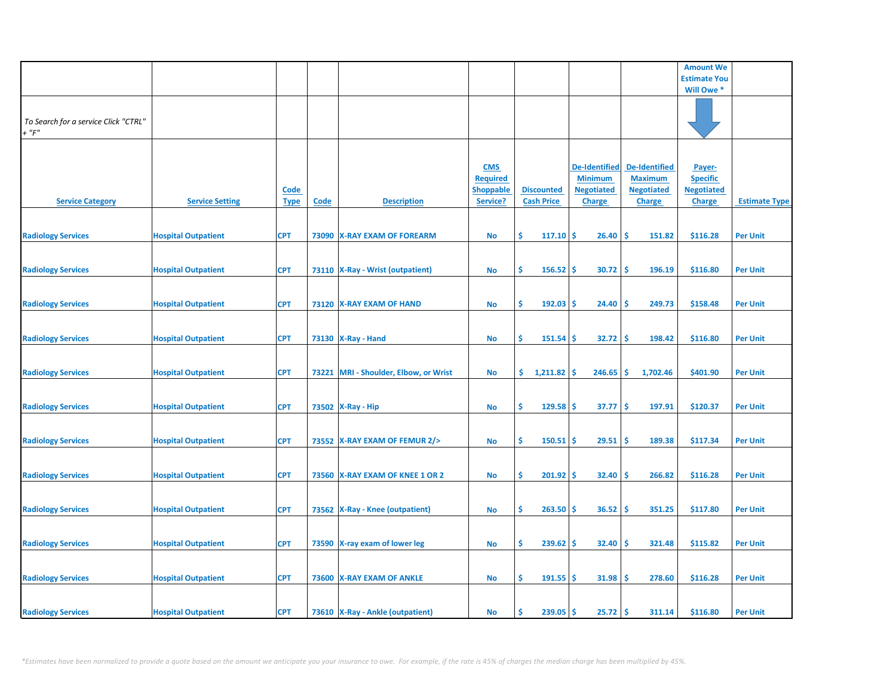| | | | | | | | | | Amount We Estimate You Will Owe * | |
|---|---|---|---|---|---|---|---|---|---|---|
| *To Search for a service Click "CTRL" + "F"* | | | | | | | | | | |
| Service Category | Service Setting | Code Type | Code | Description | CMS Required Shoppable Service? | Discounted Cash Price | De-Identified Minimum Negotiated Charge | De-Identified Maximum Negotiated Charge | Payer-Specific Negotiated Charge | Estimate Type |
| Radiology Services | Hospital Outpatient | CPT | 73090 | X-RAY EXAM OF FOREARM | No | $ 117.10 | $ 26.40 | $ 151.82 | $116.28 | Per Unit |
| Radiology Services | Hospital Outpatient | CPT | 73110 | X-Ray - Wrist (outpatient) | No | $ 156.52 | $ 30.72 | $ 196.19 | $116.80 | Per Unit |
| Radiology Services | Hospital Outpatient | CPT | 73120 | X-RAY EXAM OF HAND | No | $ 192.03 | $ 24.40 | $ 249.73 | $158.48 | Per Unit |
| Radiology Services | Hospital Outpatient | CPT | 73130 | X-Ray - Hand | No | $ 151.54 | $ 32.72 | $ 198.42 | $116.80 | Per Unit |
| Radiology Services | Hospital Outpatient | CPT | 73221 | MRI - Shoulder, Elbow, or Wrist | No | $ 1,211.82 | $ 246.65 | $ 1,702.46 | $401.90 | Per Unit |
| Radiology Services | Hospital Outpatient | CPT | 73502 | X-Ray - Hip | No | $ 129.58 | $ 37.77 | $ 197.91 | $120.37 | Per Unit |
| Radiology Services | Hospital Outpatient | CPT | 73552 | X-RAY EXAM OF FEMUR 2/> | No | $ 150.51 | $ 29.51 | $ 189.38 | $117.34 | Per Unit |
| Radiology Services | Hospital Outpatient | CPT | 73560 | X-RAY EXAM OF KNEE 1 OR 2 | No | $ 201.92 | $ 32.40 | $ 266.82 | $116.28 | Per Unit |
| Radiology Services | Hospital Outpatient | CPT | 73562 | X-Ray - Knee (outpatient) | No | $ 263.50 | $ 36.52 | $ 351.25 | $117.80 | Per Unit |
| Radiology Services | Hospital Outpatient | CPT | 73590 | X-ray exam of lower leg | No | $ 239.62 | $ 32.40 | $ 321.48 | $115.82 | Per Unit |
| Radiology Services | Hospital Outpatient | CPT | 73600 | X-RAY EXAM OF ANKLE | No | $ 191.55 | $ 31.98 | $ 278.60 | $116.28 | Per Unit |
| Radiology Services | Hospital Outpatient | CPT | 73610 | X-Ray - Ankle (outpatient) | No | $ 239.05 | $ 25.72 | $ 311.14 | $116.80 | Per Unit |

*Estimates have been normalized to provide a quote based on the amount we anticipate you your insurance to owe. For example, if the rate is 45% of charges the median charge has been multiplied by 45%.*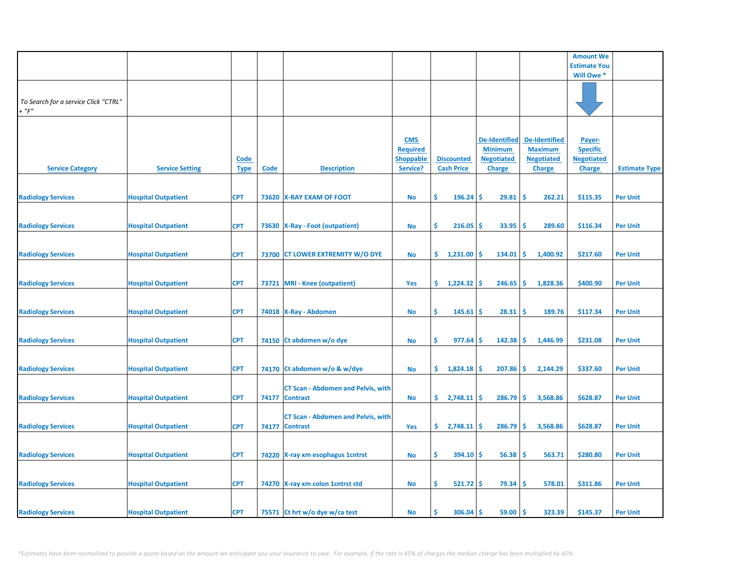| | | | | | | | | | Amount We Estimate You Will Owe * | |
|---|---|---|---|---|---|---|---|---|---|---|
| *To Search for a service Click "CTRL" + "F"* | | | | | | | | | | |
| Service Category | Service Setting | Code Type | Code | Description | CMS Required Shoppable Service? | Discounted Cash Price | De-Identified Minimum Negotiated Charge | De-Identified Maximum Negotiated Charge | Payer-Specific Negotiated Charge | Estimate Type |
| Radiology Services | Hospital Outpatient | CPT | 73620 | X-RAY EXAM OF FOOT | No | $ 196.24 | $ 29.81 | $ 262.21 | $115.35 | Per Unit |
| Radiology Services | Hospital Outpatient | CPT | 73630 | X-Ray - Foot (outpatient) | No | $ 216.05 | $ 33.95 | $ 289.60 | $116.34 | Per Unit |
| Radiology Services | Hospital Outpatient | CPT | 73700 | CT LOWER EXTREMITY W/O DYE | No | $ 1,231.00 | $ 134.01 | $ 1,400.92 | $217.60 | Per Unit |
| Radiology Services | Hospital Outpatient | CPT | 73721 | MRI - Knee (outpatient) | Yes | $ 1,224.32 | $ 246.65 | $ 1,828.36 | $400.90 | Per Unit |
| Radiology Services | Hospital Outpatient | CPT | 74018 | X-Ray - Abdomen | No | $ 145.61 | $ 28.31 | $ 189.76 | $117.34 | Per Unit |
| Radiology Services | Hospital Outpatient | CPT | 74150 | Ct abdomen w/o dye | No | $ 977.64 | $ 142.38 | $ 1,446.99 | $231.08 | Per Unit |
| Radiology Services | Hospital Outpatient | CPT | 74170 | Ct abdomen w/o & w/dye | No | $ 1,824.18 | $ 207.86 | $ 2,144.29 | $337.60 | Per Unit |
| Radiology Services | Hospital Outpatient | CPT | 74177 | CT Scan - Abdomen and Pelvis, with Contrast | No | $ 2,748.11 | $ 286.79 | $ 3,568.86 | $628.87 | Per Unit |
| Radiology Services | Hospital Outpatient | CPT | 74177 | CT Scan - Abdomen and Pelvis, with Contrast | Yes | $ 2,748.11 | $ 286.79 | $ 3,568.86 | $628.87 | Per Unit |
| Radiology Services | Hospital Outpatient | CPT | 74220 | X-ray xm esophagus 1cntrst | No | $ 394.10 | $ 56.38 | $ 563.71 | $280.80 | Per Unit |
| Radiology Services | Hospital Outpatient | CPT | 74270 | X-ray xm colon 1cntrst std | No | $ 521.72 | $ 79.34 | $ 578.01 | $311.86 | Per Unit |
| Radiology Services | Hospital Outpatient | CPT | 75571 | Ct hrt w/o dye w/ca test | No | $ 306.04 | $ 59.00 | $ 323.39 | $145.37 | Per Unit |

*\*Estimates have been normalized to provide a quote based on the amount we anticipate you your insurance to owe. For example, if the rate is 45% of charges the median charge has been multiplied by 45%.*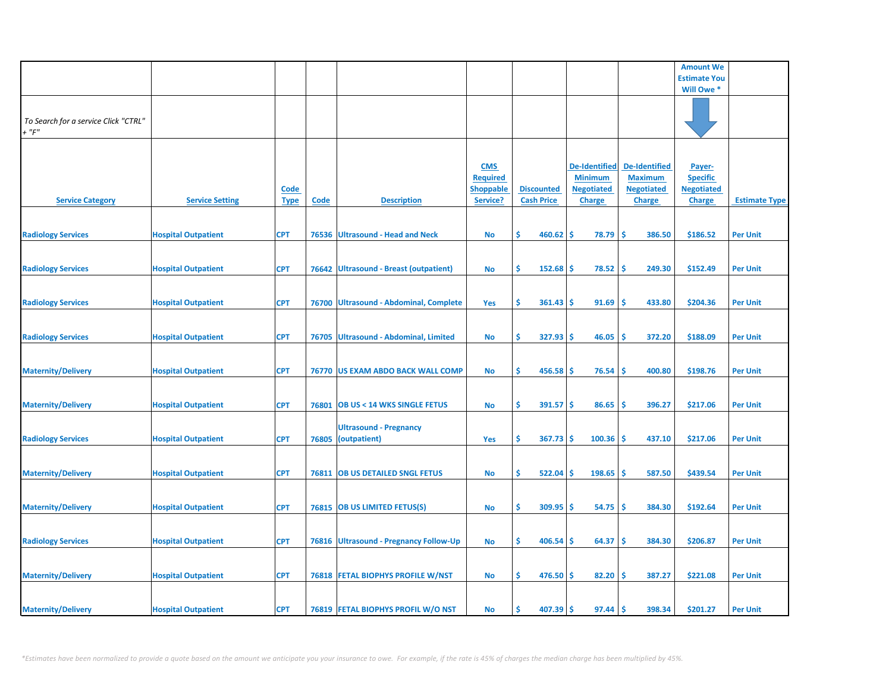| | | | | | | | | | Amount We Estimate You Will Owe * | |
|---|---|---|---|---|---|---|---|---|---|---|
| *To Search for a service Click "CTRL" + "F"* | | | | | | | | | | |
| **Service Category** | **Service Setting** | **Code Type** | **Code** | **Description** | **CMS Required Shoppable Service?** | **Discounted Cash Price** | **De-Identified Minimum Negotiated Charge** | **De-Identified Maximum Negotiated Charge** | **Payer-Specific Negotiated Charge** | **Estimate Type** |
| Radiology Services | Hospital Outpatient | CPT | 76536 | Ultrasound - Head and Neck | No | $ 460.62 | $ 78.79 | $ 386.50 | $186.52 | Per Unit |
| Radiology Services | Hospital Outpatient | CPT | 76642 | Ultrasound - Breast (outpatient) | No | $ 152.68 | $ 78.52 | $ 249.30 | $152.49 | Per Unit |
| Radiology Services | Hospital Outpatient | CPT | 76700 | Ultrasound - Abdominal, Complete | Yes | $ 361.43 | $ 91.69 | $ 433.80 | $204.36 | Per Unit |
| Radiology Services | Hospital Outpatient | CPT | 76705 | Ultrasound - Abdominal, Limited | No | $ 327.93 | $ 46.05 | $ 372.20 | $188.09 | Per Unit |
| Maternity/Delivery | Hospital Outpatient | CPT | 76770 | US EXAM ABDO BACK WALL COMP | No | $ 456.58 | $ 76.54 | $ 400.80 | $198.76 | Per Unit |
| Maternity/Delivery | Hospital Outpatient | CPT | 76801 | OB US < 14 WKS SINGLE FETUS | No | $ 391.57 | $ 86.65 | $ 396.27 | $217.06 | Per Unit |
| Radiology Services | Hospital Outpatient | CPT | 76805 | Ultrasound - Pregnancy (outpatient) | Yes | $ 367.73 | $ 100.36 | $ 437.10 | $217.06 | Per Unit |
| Maternity/Delivery | Hospital Outpatient | CPT | 76811 | OB US DETAILED SNGL FETUS | No | $ 522.04 | $ 198.65 | $ 587.50 | $439.54 | Per Unit |
| Maternity/Delivery | Hospital Outpatient | CPT | 76815 | OB US LIMITED FETUS(S) | No | $ 309.95 | $ 54.75 | $ 384.30 | $192.64 | Per Unit |
| Radiology Services | Hospital Outpatient | CPT | 76816 | Ultrasound - Pregnancy Follow-Up | No | $ 406.54 | $ 64.37 | $ 384.30 | $206.87 | Per Unit |
| Maternity/Delivery | Hospital Outpatient | CPT | 76818 | FETAL BIOPHYS PROFILE W/NST | No | $ 476.50 | $ 82.20 | $ 387.27 | $221.08 | Per Unit |
| Maternity/Delivery | Hospital Outpatient | CPT | 76819 | FETAL BIOPHYS PROFIL W/O NST | No | $ 407.39 | $ 97.44 | $ 398.34 | $201.27 | Per Unit |

*\*Estimates have been normalized to provide a quote based on the amount we anticipate you your insurance to owe. For example, if the rate is 45% of charges the median charge has been multiplied by 45%.*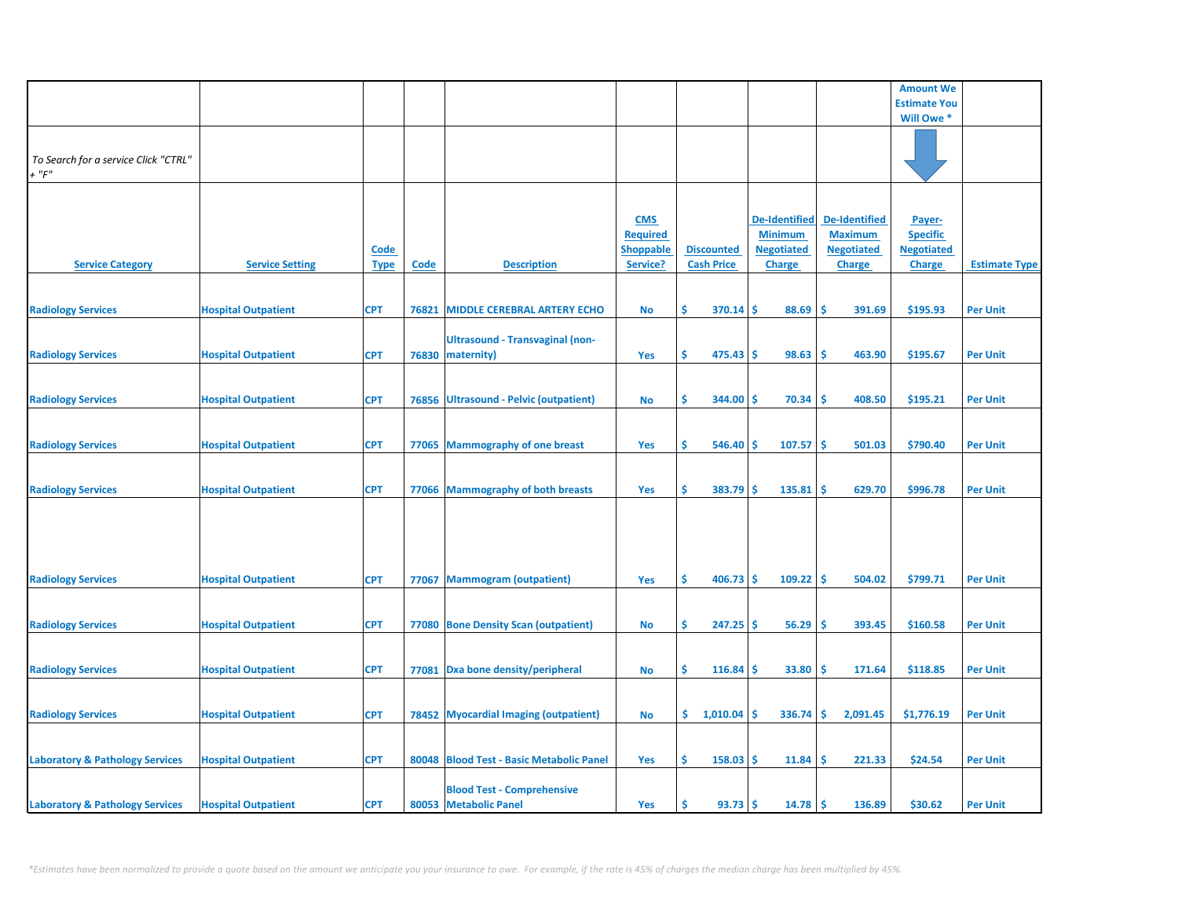| Service Category | Service Setting | Code Type | Code | Description | CMS Required Shoppable Service? | Discounted Cash Price | De-Identified Minimum Negotiated Charge | De-Identified Maximum Negotiated Charge | Amount We Estimate You Will Owe * Payer-Specific Negotiated Charge | Estimate Type |
|---|---|---|---|---|---|---|---|---|---|---|
| *To Search for a service Click "CTRL" + "F"* | | | | | | | | | | |
| Radiology Services | Hospital Outpatient | CPT | 76821 | MIDDLE CEREBRAL ARTERY ECHO | No | $ 370.14 | $ 88.69 | $ 391.69 | $195.93 | Per Unit |
| Radiology Services | Hospital Outpatient | CPT | 76830 | Ultrasound - Transvaginal (non-maternity) | Yes | $ 475.43 | $ 98.63 | $ 463.90 | $195.67 | Per Unit |
| Radiology Services | Hospital Outpatient | CPT | 76856 | Ultrasound - Pelvic (outpatient) | No | $ 344.00 | $ 70.34 | $ 408.50 | $195.21 | Per Unit |
| Radiology Services | Hospital Outpatient | CPT | 77065 | Mammography of one breast | Yes | $ 546.40 | $ 107.57 | $ 501.03 | $790.40 | Per Unit |
| Radiology Services | Hospital Outpatient | CPT | 77066 | Mammography of both breasts | Yes | $ 383.79 | $ 135.81 | $ 629.70 | $996.78 | Per Unit |
| Radiology Services | Hospital Outpatient | CPT | 77067 | Mammogram (outpatient) | Yes | $ 406.73 | $ 109.22 | $ 504.02 | $799.71 | Per Unit |
| Radiology Services | Hospital Outpatient | CPT | 77080 | Bone Density Scan (outpatient) | No | $ 247.25 | $ 56.29 | $ 393.45 | $160.58 | Per Unit |
| Radiology Services | Hospital Outpatient | CPT | 77081 | Dxa bone density/peripheral | No | $ 116.84 | $ 33.80 | $ 171.64 | $118.85 | Per Unit |
| Radiology Services | Hospital Outpatient | CPT | 78452 | Myocardial Imaging (outpatient) | No | $ 1,010.04 | $ 336.74 | $ 2,091.45 | $1,776.19 | Per Unit |
| Laboratory & Pathology Services | Hospital Outpatient | CPT | 80048 | Blood Test - Basic Metabolic Panel | Yes | $ 158.03 | $ 11.84 | $ 221.33 | $24.54 | Per Unit |
| Laboratory & Pathology Services | Hospital Outpatient | CPT | 80053 | Blood Test - Comprehensive Metabolic Panel | Yes | $ 93.73 | $ 14.78 | $ 136.89 | $30.62 | Per Unit |

*\*Estimates have been normalized to provide a quote based on the amount we anticipate you your insurance to owe. For example, if the rate is 45% of charges the median charge has been multiplied by 45%.*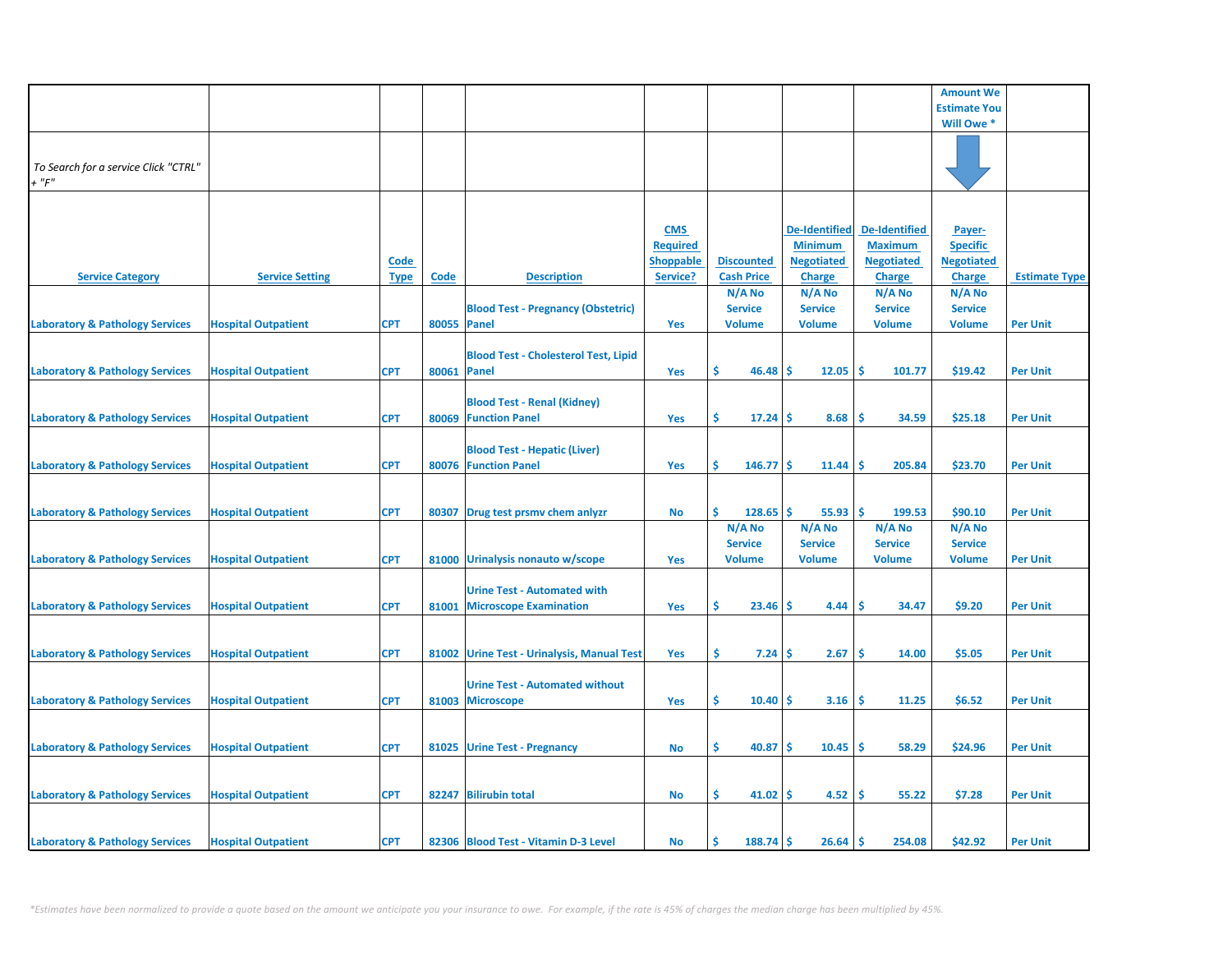| | | | | | | | | | Amount We Estimate You Will Owe * | |
|---|---|---|---|---|---|---|---|---|---|---|
| *To Search for a service Click "CTRL" + "F"* | | | | | | | | | | |
| **Service Category** | **Service Setting** | **Code Type** | **Code** | **Description** | **CMS Required Shoppable Service?** | **Discounted Cash Price** | **De-Identified Minimum Negotiated Charge** | **De-Identified Maximum Negotiated Charge** | **Payer-Specific Negotiated Charge** | **Estimate Type** |
| Laboratory & Pathology Services | Hospital Outpatient | CPT | 80055 | Blood Test - Pregnancy (Obstetric) Panel | Yes | N/A No Service Volume | N/A No Service Volume | N/A No Service Volume | N/A No Service Volume | Per Unit |
| Laboratory & Pathology Services | Hospital Outpatient | CPT | 80061 | Blood Test - Cholesterol Test, Lipid Panel | Yes | $ 46.48 | $ 12.05 | $ 101.77 | $19.42 | Per Unit |
| Laboratory & Pathology Services | Hospital Outpatient | CPT | 80069 | Blood Test - Renal (Kidney) Function Panel | Yes | $ 17.24 | $ 8.68 | $ 34.59 | $25.18 | Per Unit |
| Laboratory & Pathology Services | Hospital Outpatient | CPT | 80076 | Blood Test - Hepatic (Liver) Function Panel | Yes | $ 146.77 | $ 11.44 | $ 205.84 | $23.70 | Per Unit |
| Laboratory & Pathology Services | Hospital Outpatient | CPT | 80307 | Drug test prsmv chem anlyzr | No | $ 128.65 | $ 55.93 | $ 199.53 | $90.10 | Per Unit |
| Laboratory & Pathology Services | Hospital Outpatient | CPT | 81000 | Urinalysis nonauto w/scope | Yes | N/A No Service Volume | N/A No Service Volume | N/A No Service Volume | N/A No Service Volume | Per Unit |
| Laboratory & Pathology Services | Hospital Outpatient | CPT | 81001 | Urine Test - Automated with Microscope Examination | Yes | $ 23.46 | $ 4.44 | $ 34.47 | $9.20 | Per Unit |
| Laboratory & Pathology Services | Hospital Outpatient | CPT | 81002 | Urine Test - Urinalysis, Manual Test | Yes | $ 7.24 | $ 2.67 | $ 14.00 | $5.05 | Per Unit |
| Laboratory & Pathology Services | Hospital Outpatient | CPT | 81003 | Urine Test - Automated without Microscope | Yes | $ 10.40 | $ 3.16 | $ 11.25 | $6.52 | Per Unit |
| Laboratory & Pathology Services | Hospital Outpatient | CPT | 81025 | Urine Test - Pregnancy | No | $ 40.87 | $ 10.45 | $ 58.29 | $24.96 | Per Unit |
| Laboratory & Pathology Services | Hospital Outpatient | CPT | 82247 | Bilirubin total | No | $ 41.02 | $ 4.52 | $ 55.22 | $7.28 | Per Unit |
| Laboratory & Pathology Services | Hospital Outpatient | CPT | 82306 | Blood Test - Vitamin D-3 Level | No | $ 188.74 | $ 26.64 | $ 254.08 | $42.92 | Per Unit |

*\*Estimates have been normalized to provide a quote based on the amount we anticipate you your insurance to owe. For example, if the rate is 45% of charges the median charge has been multiplied by 45%.*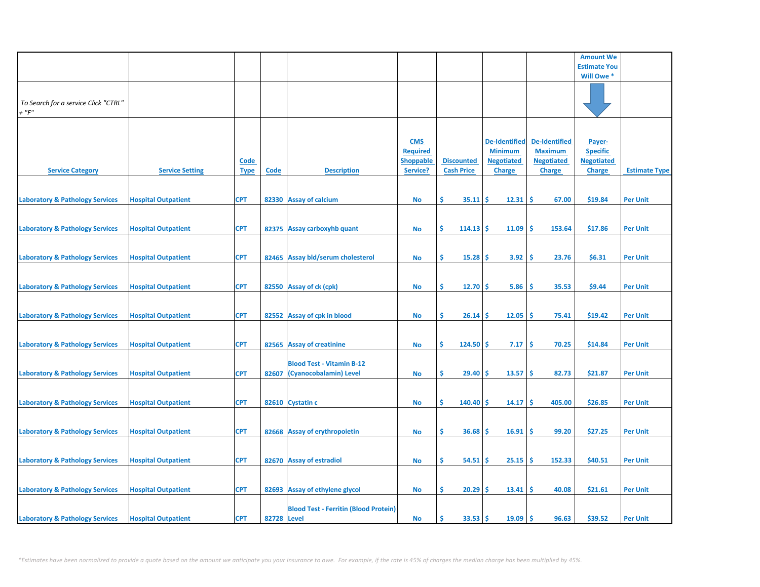| Service Category | Service Setting | Code Type | Code | Description | CMS Required Shoppable Service? | Discounted Cash Price | De-Identified Minimum Negotiated Charge | De-Identified Maximum Negotiated Charge | Amount We Estimate You Will Owe * Payer-Specific Negotiated Charge | Estimate Type |
|---|---|---|---|---|---|---|---|---|---|---|
| *To Search for a service Click "CTRL" + "F"* | | | | | | | | | | |
| Laboratory & Pathology Services | Hospital Outpatient | CPT | 82330 | Assay of calcium | No | $ 35.11 | $ 12.31 | $ 67.00 | $19.84 | Per Unit |
| Laboratory & Pathology Services | Hospital Outpatient | CPT | 82375 | Assay carboxyhb quant | No | $ 114.13 | $ 11.09 | $ 153.64 | $17.86 | Per Unit |
| Laboratory & Pathology Services | Hospital Outpatient | CPT | 82465 | Assay bld/serum cholesterol | No | $ 15.28 | $ 3.92 | $ 23.76 | $6.31 | Per Unit |
| Laboratory & Pathology Services | Hospital Outpatient | CPT | 82550 | Assay of ck (cpk) | No | $ 12.70 | $ 5.86 | $ 35.53 | $9.44 | Per Unit |
| Laboratory & Pathology Services | Hospital Outpatient | CPT | 82552 | Assay of cpk in blood | No | $ 26.14 | $ 12.05 | $ 75.41 | $19.42 | Per Unit |
| Laboratory & Pathology Services | Hospital Outpatient | CPT | 82565 | Assay of creatinine | No | $ 124.50 | $ 7.17 | $ 70.25 | $14.84 | Per Unit |
| Laboratory & Pathology Services | Hospital Outpatient | CPT | 82607 | Blood Test - Vitamin B-12 (Cyanocobalamin) Level | No | $ 29.40 | $ 13.57 | $ 82.73 | $21.87 | Per Unit |
| Laboratory & Pathology Services | Hospital Outpatient | CPT | 82610 | Cystatin c | No | $ 140.40 | $ 14.17 | $ 405.00 | $26.85 | Per Unit |
| Laboratory & Pathology Services | Hospital Outpatient | CPT | 82668 | Assay of erythropoietin | No | $ 36.68 | $ 16.91 | $ 99.20 | $27.25 | Per Unit |
| Laboratory & Pathology Services | Hospital Outpatient | CPT | 82670 | Assay of estradiol | No | $ 54.51 | $ 25.15 | $ 152.33 | $40.51 | Per Unit |
| Laboratory & Pathology Services | Hospital Outpatient | CPT | 82693 | Assay of ethylene glycol | No | $ 20.29 | $ 13.41 | $ 40.08 | $21.61 | Per Unit |
| Laboratory & Pathology Services | Hospital Outpatient | CPT | 82728 | Blood Test - Ferritin (Blood Protein) Level | No | $ 33.53 | $ 19.09 | $ 96.63 | $39.52 | Per Unit |

*\*Estimates have been normalized to provide a quote based on the amount we anticipate you your insurance to owe. For example, if the rate is 45% of charges the median charge has been multiplied by 45%.*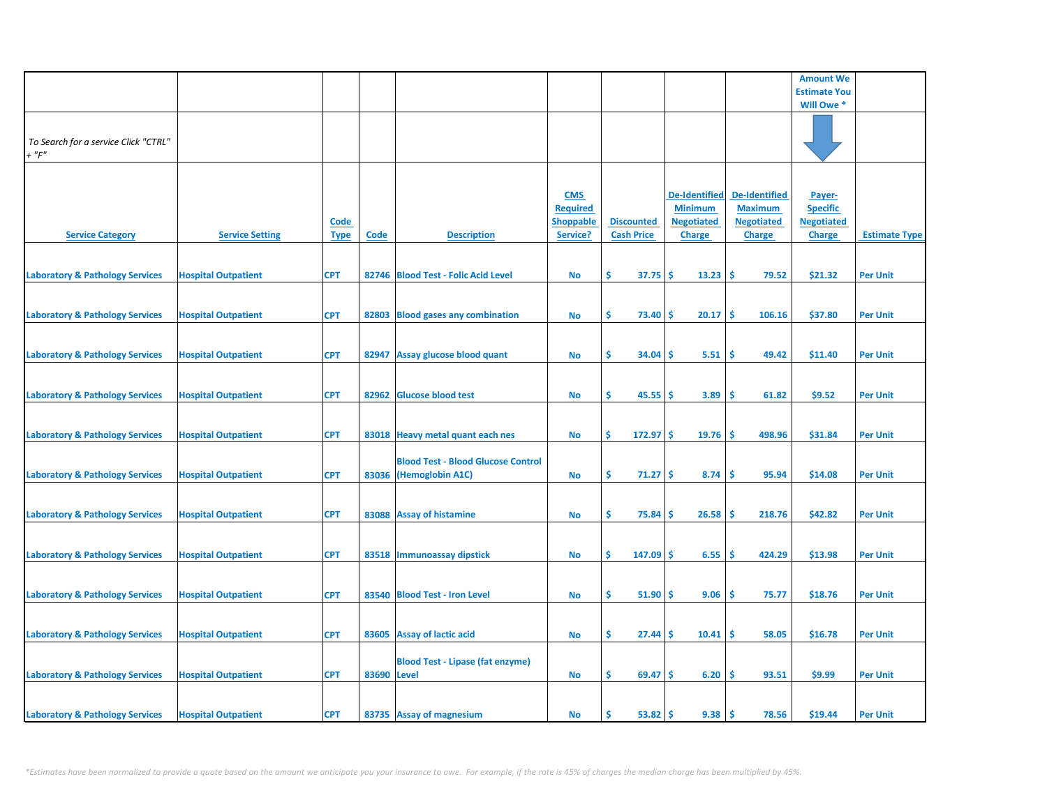| | | | | | | | | | Amount We Estimate You Will Owe * | |
|---|---|---|---|---|---|---|---|---|---|---|
| *To Search for a service Click "CTRL" + "F"* | | | | | | | | | | |
| **Service Category** | **Service Setting** | **Code Type** | **Code** | **Description** | **CMS Required Shoppable Service?** | **Discounted Cash Price** | **De-Identified Minimum Negotiated Charge** | **De-Identified Maximum Negotiated Charge** | **Payer-Specific Negotiated Charge** | **Estimate Type** |
| Laboratory & Pathology Services | Hospital Outpatient | CPT | 82746 | Blood Test - Folic Acid Level | No | $ 37.75 | $ 13.23 | $ 79.52 | $21.32 | Per Unit |
| Laboratory & Pathology Services | Hospital Outpatient | CPT | 82803 | Blood gases any combination | No | $ 73.40 | $ 20.17 | $ 106.16 | $37.80 | Per Unit |
| Laboratory & Pathology Services | Hospital Outpatient | CPT | 82947 | Assay glucose blood quant | No | $ 34.04 | $ 5.51 | $ 49.42 | $11.40 | Per Unit |
| Laboratory & Pathology Services | Hospital Outpatient | CPT | 82962 | Glucose blood test | No | $ 45.55 | $ 3.89 | $ 61.82 | $9.52 | Per Unit |
| Laboratory & Pathology Services | Hospital Outpatient | CPT | 83018 | Heavy metal quant each nes | No | $ 172.97 | $ 19.76 | $ 498.96 | $31.84 | Per Unit |
| Laboratory & Pathology Services | Hospital Outpatient | CPT | 83036 | Blood Test - Blood Glucose Control (Hemoglobin A1C) | No | $ 71.27 | $ 8.74 | $ 95.94 | $14.08 | Per Unit |
| Laboratory & Pathology Services | Hospital Outpatient | CPT | 83088 | Assay of histamine | No | $ 75.84 | $ 26.58 | $ 218.76 | $42.82 | Per Unit |
| Laboratory & Pathology Services | Hospital Outpatient | CPT | 83518 | Immunoassay dipstick | No | $ 147.09 | $ 6.55 | $ 424.29 | $13.98 | Per Unit |
| Laboratory & Pathology Services | Hospital Outpatient | CPT | 83540 | Blood Test - Iron Level | No | $ 51.90 | $ 9.06 | $ 75.77 | $18.76 | Per Unit |
| Laboratory & Pathology Services | Hospital Outpatient | CPT | 83605 | Assay of lactic acid | No | $ 27.44 | $ 10.41 | $ 58.05 | $16.78 | Per Unit |
| Laboratory & Pathology Services | Hospital Outpatient | CPT | 83690 | Blood Test - Lipase (fat enzyme) Level | No | $ 69.47 | $ 6.20 | $ 93.51 | $9.99 | Per Unit |
| Laboratory & Pathology Services | Hospital Outpatient | CPT | 83735 | Assay of magnesium | No | $ 53.82 | $ 9.38 | $ 78.56 | $19.44 | Per Unit |

*\*Estimates have been normalized to provide a quote based on the amount we anticipate you your insurance to owe. For example, if the rate is 45% of charges the median charge has been multiplied by 45%.*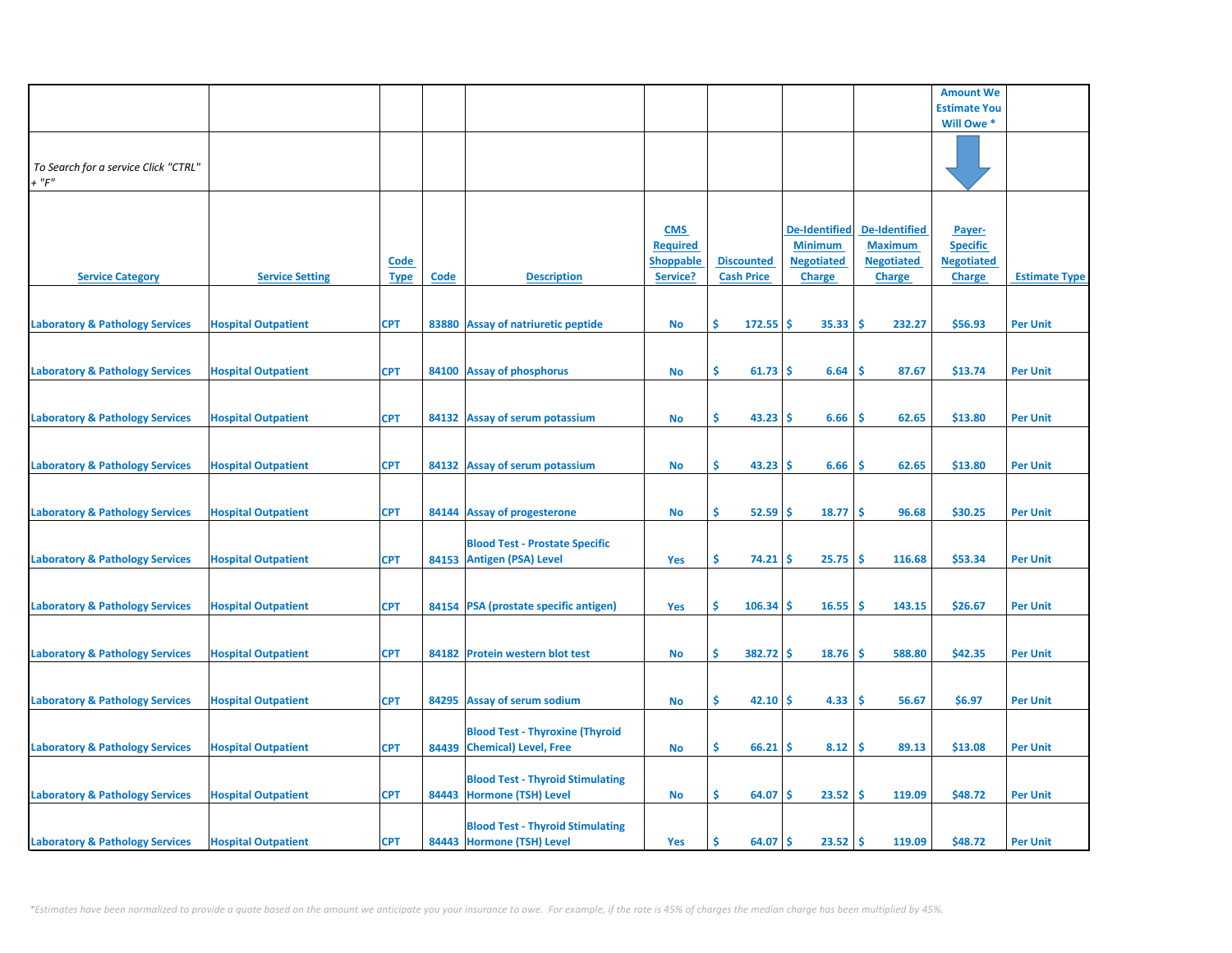| | | | | | | | | | Amount We Estimate You Will Owe * | |
|---|---|---|---|---|---|---|---|---|---|---|
| *To Search for a service Click "CTRL" + "F"* | | | | | | | | | | |
| Service Category | Service Setting | Code Type | Code | Description | CMS Required Shoppable Service? | Discounted Cash Price | De-Identified Minimum Negotiated Charge | De-Identified Maximum Negotiated Charge | Payer-Specific Negotiated Charge | Estimate Type |
| Laboratory & Pathology Services | Hospital Outpatient | CPT | 83880 | Assay of natriuretic peptide | No | $ 172.55 | $ 35.33 | $ 232.27 | $56.93 | Per Unit |
| Laboratory & Pathology Services | Hospital Outpatient | CPT | 84100 | Assay of phosphorus | No | $ 61.73 | $ 6.64 | $ 87.67 | $13.74 | Per Unit |
| Laboratory & Pathology Services | Hospital Outpatient | CPT | 84132 | Assay of serum potassium | No | $ 43.23 | $ 6.66 | $ 62.65 | $13.80 | Per Unit |
| Laboratory & Pathology Services | Hospital Outpatient | CPT | 84132 | Assay of serum potassium | No | $ 43.23 | $ 6.66 | $ 62.65 | $13.80 | Per Unit |
| Laboratory & Pathology Services | Hospital Outpatient | CPT | 84144 | Assay of progesterone | No | $ 52.59 | $ 18.77 | $ 96.68 | $30.25 | Per Unit |
| Laboratory & Pathology Services | Hospital Outpatient | CPT | 84153 | Blood Test - Prostate Specific Antigen (PSA) Level | Yes | $ 74.21 | $ 25.75 | $ 116.68 | $53.34 | Per Unit |
| Laboratory & Pathology Services | Hospital Outpatient | CPT | 84154 | PSA (prostate specific antigen) | Yes | $ 106.34 | $ 16.55 | $ 143.15 | $26.67 | Per Unit |
| Laboratory & Pathology Services | Hospital Outpatient | CPT | 84182 | Protein western blot test | No | $ 382.72 | $ 18.76 | $ 588.80 | $42.35 | Per Unit |
| Laboratory & Pathology Services | Hospital Outpatient | CPT | 84295 | Assay of serum sodium | No | $ 42.10 | $ 4.33 | $ 56.67 | $6.97 | Per Unit |
| Laboratory & Pathology Services | Hospital Outpatient | CPT | 84439 | Blood Test - Thyroxine (Thyroid Chemical) Level, Free | No | $ 66.21 | $ 8.12 | $ 89.13 | $13.08 | Per Unit |
| Laboratory & Pathology Services | Hospital Outpatient | CPT | 84443 | Blood Test - Thyroid Stimulating Hormone (TSH) Level | No | $ 64.07 | $ 23.52 | $ 119.09 | $48.72 | Per Unit |
| Laboratory & Pathology Services | Hospital Outpatient | CPT | 84443 | Blood Test - Thyroid Stimulating Hormone (TSH) Level | Yes | $ 64.07 | $ 23.52 | $ 119.09 | $48.72 | Per Unit |

*\*Estimates have been normalized to provide a quote based on the amount we anticipate you your insurance to owe. For example, if the rate is 45% of charges the median charge has been multiplied by 45%.*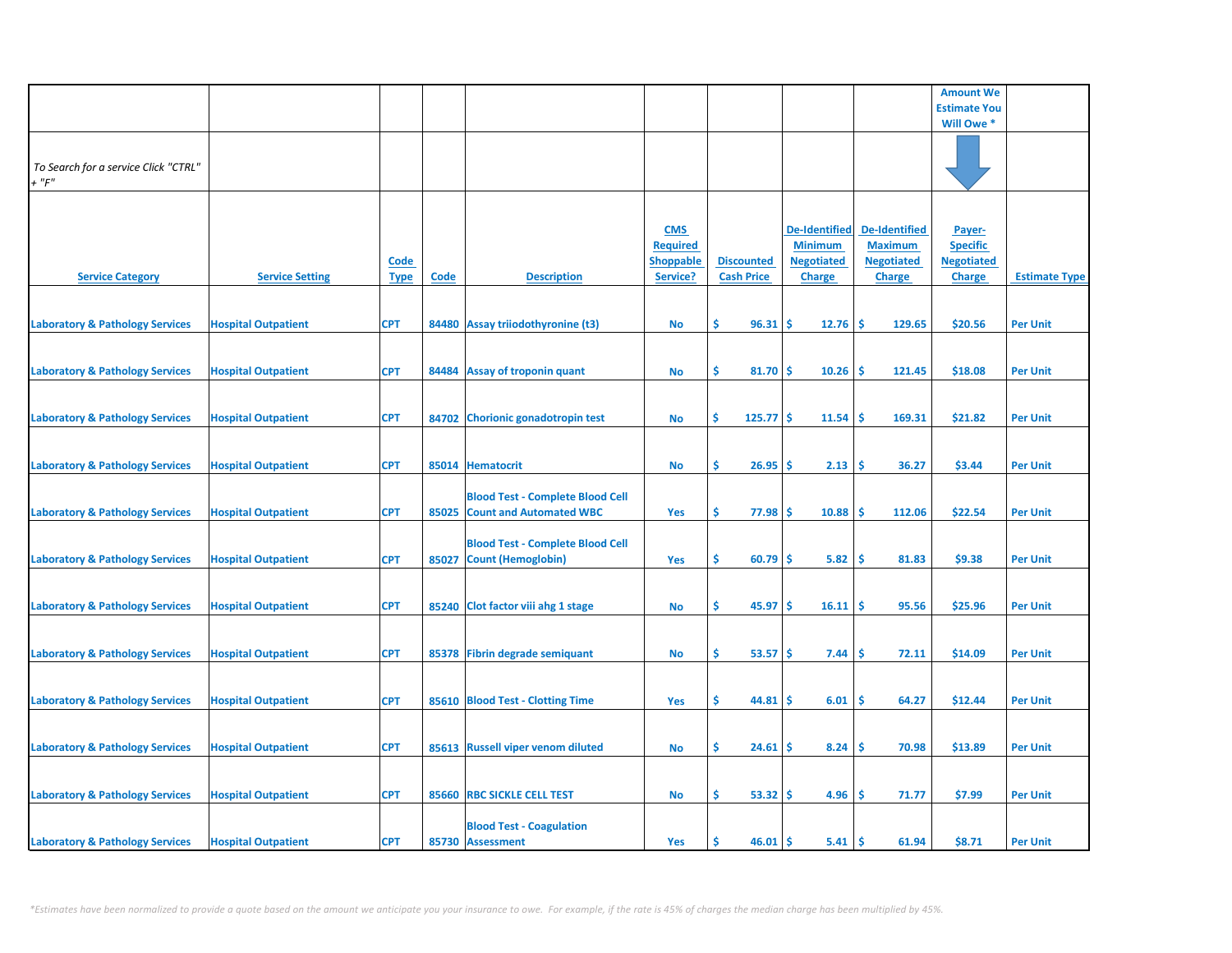| | | | | | | | | | Amount We Estimate You Will Owe * | |
|---|---|---|---|---|---|---|---|---|---|---|
| *To Search for a service Click "CTRL" + "F"* | | | | | | | | | | |
| Service Category | Service Setting | Code Type | Code | Description | CMS Required Shoppable Service? | Discounted Cash Price | De-Identified Minimum Negotiated Charge | De-Identified Maximum Negotiated Charge | Payer-Specific Negotiated Charge | Estimate Type |
| Laboratory & Pathology Services | Hospital Outpatient | CPT | 84480 | Assay triiodothyronine (t3) | No | $ 96.31 | $ 12.76 | $ 129.65 | $20.56 | Per Unit |
| Laboratory & Pathology Services | Hospital Outpatient | CPT | 84484 | Assay of troponin quant | No | $ 81.70 | $ 10.26 | $ 121.45 | $18.08 | Per Unit |
| Laboratory & Pathology Services | Hospital Outpatient | CPT | 84702 | Chorionic gonadotropin test | No | $ 125.77 | $ 11.54 | $ 169.31 | $21.82 | Per Unit |
| Laboratory & Pathology Services | Hospital Outpatient | CPT | 85014 | Hematocrit | No | $ 26.95 | $ 2.13 | $ 36.27 | $3.44 | Per Unit |
| Laboratory & Pathology Services | Hospital Outpatient | CPT | 85025 | Blood Test - Complete Blood Cell Count and Automated WBC | Yes | $ 77.98 | $ 10.88 | $ 112.06 | $22.54 | Per Unit |
| Laboratory & Pathology Services | Hospital Outpatient | CPT | 85027 | Blood Test - Complete Blood Cell Count (Hemoglobin) | Yes | $ 60.79 | $ 5.82 | $ 81.83 | $9.38 | Per Unit |
| Laboratory & Pathology Services | Hospital Outpatient | CPT | 85240 | Clot factor viii ahg 1 stage | No | $ 45.97 | $ 16.11 | $ 95.56 | $25.96 | Per Unit |
| Laboratory & Pathology Services | Hospital Outpatient | CPT | 85378 | Fibrin degrade semiquant | No | $ 53.57 | $ 7.44 | $ 72.11 | $14.09 | Per Unit |
| Laboratory & Pathology Services | Hospital Outpatient | CPT | 85610 | Blood Test - Clotting Time | Yes | $ 44.81 | $ 6.01 | $ 64.27 | $12.44 | Per Unit |
| Laboratory & Pathology Services | Hospital Outpatient | CPT | 85613 | Russell viper venom diluted | No | $ 24.61 | $ 8.24 | $ 70.98 | $13.89 | Per Unit |
| Laboratory & Pathology Services | Hospital Outpatient | CPT | 85660 | RBC SICKLE CELL TEST | No | $ 53.32 | $ 4.96 | $ 71.77 | $7.99 | Per Unit |
| Laboratory & Pathology Services | Hospital Outpatient | CPT | 85730 | Blood Test - Coagulation Assessment | Yes | $ 46.01 | $ 5.41 | $ 61.94 | $8.71 | Per Unit |

*\*Estimates have been normalized to provide a quote based on the amount we anticipate you your insurance to owe. For example, if the rate is 45% of charges the median charge has been multiplied by 45%.*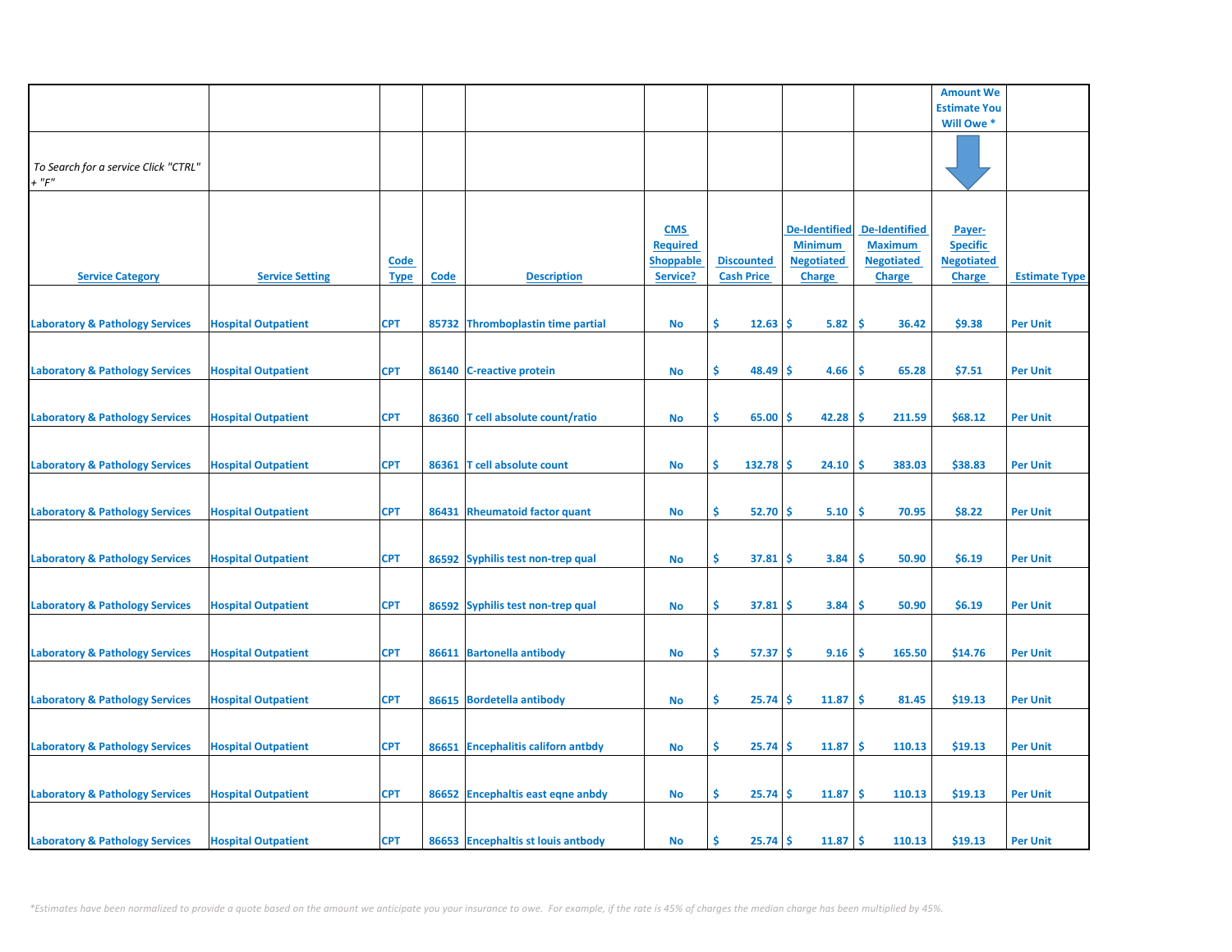| | | | | | | | | | Amount We Estimate You Will Owe * | |
|---|---|---|---|---|---|---|---|---|---|---|
| *To Search for a service Click "CTRL" + "F"* | | | | | | | | | | |
| Service Category | Service Setting | Code Type | Code | Description | CMS Required Shoppable Service? | Discounted Cash Price | De-Identified Minimum Negotiated Charge | De-Identified Maximum Negotiated Charge | Payer-Specific Negotiated Charge | Estimate Type |
| Laboratory & Pathology Services | Hospital Outpatient | CPT | 85732 | Thromboplastin time partial | No | $ 12.63 | $ 5.82 | $ 36.42 | $9.38 | Per Unit |
| Laboratory & Pathology Services | Hospital Outpatient | CPT | 86140 | C-reactive protein | No | $ 48.49 | $ 4.66 | $ 65.28 | $7.51 | Per Unit |
| Laboratory & Pathology Services | Hospital Outpatient | CPT | 86360 | T cell absolute count/ratio | No | $ 65.00 | $ 42.28 | $ 211.59 | $68.12 | Per Unit |
| Laboratory & Pathology Services | Hospital Outpatient | CPT | 86361 | T cell absolute count | No | $ 132.78 | $ 24.10 | $ 383.03 | $38.83 | Per Unit |
| Laboratory & Pathology Services | Hospital Outpatient | CPT | 86431 | Rheumatoid factor quant | No | $ 52.70 | $ 5.10 | $ 70.95 | $8.22 | Per Unit |
| Laboratory & Pathology Services | Hospital Outpatient | CPT | 86592 | Syphilis test non-trep qual | No | $ 37.81 | $ 3.84 | $ 50.90 | $6.19 | Per Unit |
| Laboratory & Pathology Services | Hospital Outpatient | CPT | 86592 | Syphilis test non-trep qual | No | $ 37.81 | $ 3.84 | $ 50.90 | $6.19 | Per Unit |
| Laboratory & Pathology Services | Hospital Outpatient | CPT | 86611 | Bartonella antibody | No | $ 57.37 | $ 9.16 | $ 165.50 | $14.76 | Per Unit |
| Laboratory & Pathology Services | Hospital Outpatient | CPT | 86615 | Bordetella antibody | No | $ 25.74 | $ 11.87 | $ 81.45 | $19.13 | Per Unit |
| Laboratory & Pathology Services | Hospital Outpatient | CPT | 86651 | Encephalitis californ antbdy | No | $ 25.74 | $ 11.87 | $ 110.13 | $19.13 | Per Unit |
| Laboratory & Pathology Services | Hospital Outpatient | CPT | 86652 | Encephaltis east eqne anbdy | No | $ 25.74 | $ 11.87 | $ 110.13 | $19.13 | Per Unit |
| Laboratory & Pathology Services | Hospital Outpatient | CPT | 86653 | Encephaltis st louis antbody | No | $ 25.74 | $ 11.87 | $ 110.13 | $19.13 | Per Unit |

*\*Estimates have been normalized to provide a quote based on the amount we anticipate you your insurance to owe. For example, if the rate is 45% of charges the median charge has been multiplied by 45%.*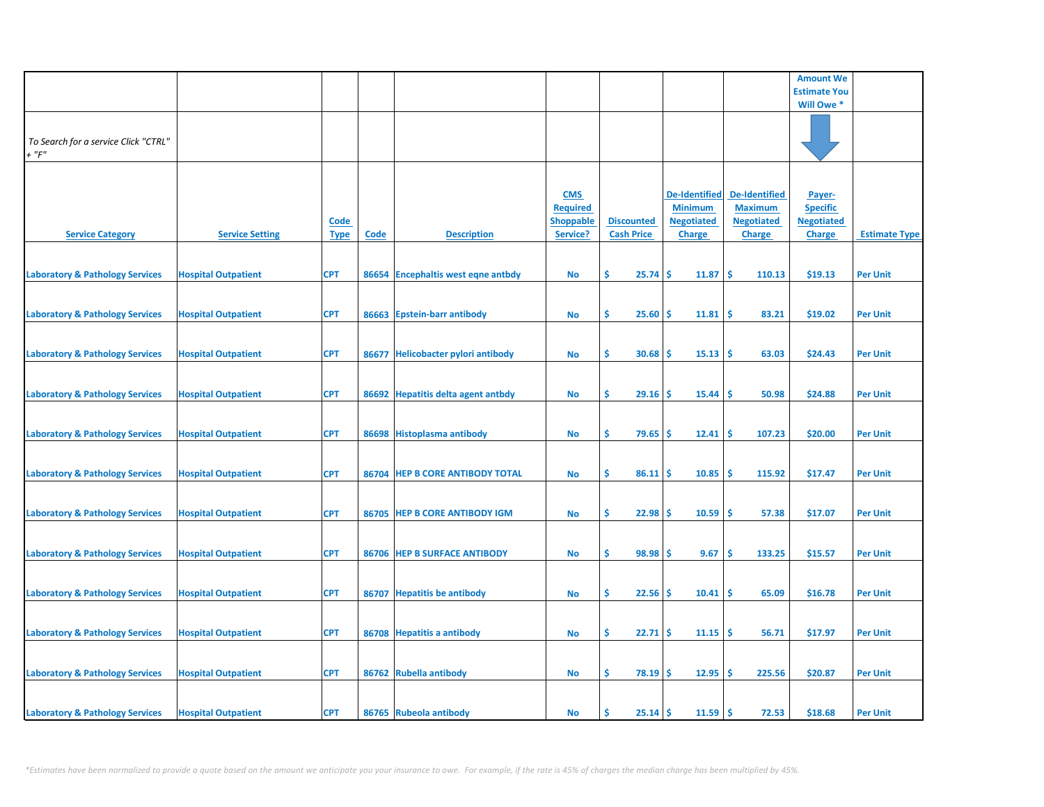| | | | | | | | | | Amount We Estimate You Will Owe * | |
|---|---|---|---|---|---|---|---|---|---|---|
| *To Search for a service Click "CTRL" + "F"* | | | | | | | | | | |
| Service Category | Service Setting | Code Type | Code | Description | CMS Required Shoppable Service? | Discounted Cash Price | De-Identified Minimum Negotiated Charge | De-Identified Maximum Negotiated Charge | Payer-Specific Negotiated Charge | Estimate Type |
| Laboratory & Pathology Services | Hospital Outpatient | CPT | 86654 | Encephaltis west eqne antbdy | No | $ 25.74 | $ 11.87 | $ 110.13 | $19.13 | Per Unit |
| Laboratory & Pathology Services | Hospital Outpatient | CPT | 86663 | Epstein-barr antibody | No | $ 25.60 | $ 11.81 | $ 83.21 | $19.02 | Per Unit |
| Laboratory & Pathology Services | Hospital Outpatient | CPT | 86677 | Helicobacter pylori antibody | No | $ 30.68 | $ 15.13 | $ 63.03 | $24.43 | Per Unit |
| Laboratory & Pathology Services | Hospital Outpatient | CPT | 86692 | Hepatitis delta agent antbdy | No | $ 29.16 | $ 15.44 | $ 50.98 | $24.88 | Per Unit |
| Laboratory & Pathology Services | Hospital Outpatient | CPT | 86698 | Histoplasma antibody | No | $ 79.65 | $ 12.41 | $ 107.23 | $20.00 | Per Unit |
| Laboratory & Pathology Services | Hospital Outpatient | CPT | 86704 | HEP B CORE ANTIBODY TOTAL | No | $ 86.11 | $ 10.85 | $ 115.92 | $17.47 | Per Unit |
| Laboratory & Pathology Services | Hospital Outpatient | CPT | 86705 | HEP B CORE ANTIBODY IGM | No | $ 22.98 | $ 10.59 | $ 57.38 | $17.07 | Per Unit |
| Laboratory & Pathology Services | Hospital Outpatient | CPT | 86706 | HEP B SURFACE ANTIBODY | No | $ 98.98 | $ 9.67 | $ 133.25 | $15.57 | Per Unit |
| Laboratory & Pathology Services | Hospital Outpatient | CPT | 86707 | Hepatitis be antibody | No | $ 22.56 | $ 10.41 | $ 65.09 | $16.78 | Per Unit |
| Laboratory & Pathology Services | Hospital Outpatient | CPT | 86708 | Hepatitis a antibody | No | $ 22.71 | $ 11.15 | $ 56.71 | $17.97 | Per Unit |
| Laboratory & Pathology Services | Hospital Outpatient | CPT | 86762 | Rubella antibody | No | $ 78.19 | $ 12.95 | $ 225.56 | $20.87 | Per Unit |
| Laboratory & Pathology Services | Hospital Outpatient | CPT | 86765 | Rubeola antibody | No | $ 25.14 | $ 11.59 | $ 72.53 | $18.68 | Per Unit |

*\*Estimates have been normalized to provide a quote based on the amount we anticipate you your insurance to owe. For example, if the rate is 45% of charges the median charge has been multiplied by 45%.*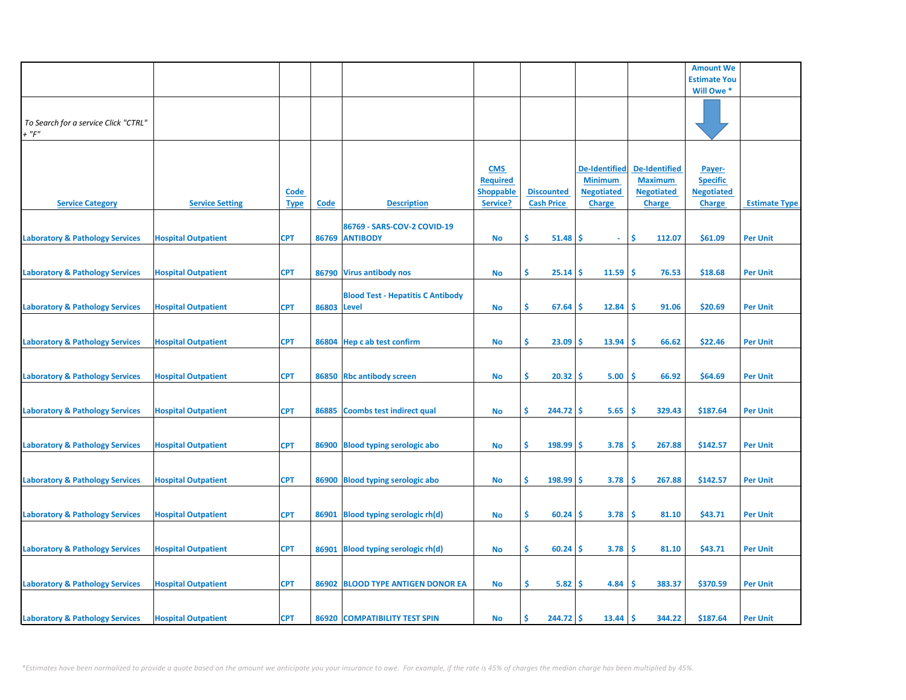| | | | | | | | | | Amount We Estimate You Will Owe * | |
|---|---|---|---|---|---|---|---|---|---|---|
| *To Search for a service Click "CTRL" + "F"* | | | | | | | | | | |
| Service Category | Service Setting | Code Type | Code | Description | CMS Required Shoppable Service? | Discounted Cash Price | De-Identified Minimum Negotiated Charge | De-Identified Maximum Negotiated Charge | Payer-Specific Negotiated Charge | Estimate Type |
| Laboratory & Pathology Services | Hospital Outpatient | CPT | 86769 | 86769 - SARS-COV-2 COVID-19 ANTIBODY | No | $ 51.48 | $ - | $ 112.07 | $61.09 | Per Unit |
| Laboratory & Pathology Services | Hospital Outpatient | CPT | 86790 | Virus antibody nos | No | $ 25.14 | $ 11.59 | $ 76.53 | $18.68 | Per Unit |
| Laboratory & Pathology Services | Hospital Outpatient | CPT | 86803 | Blood Test - Hepatitis C Antibody Level | No | $ 67.64 | $ 12.84 | $ 91.06 | $20.69 | Per Unit |
| Laboratory & Pathology Services | Hospital Outpatient | CPT | 86804 | Hep c ab test confirm | No | $ 23.09 | $ 13.94 | $ 66.62 | $22.46 | Per Unit |
| Laboratory & Pathology Services | Hospital Outpatient | CPT | 86850 | Rbc antibody screen | No | $ 20.32 | $ 5.00 | $ 66.92 | $64.69 | Per Unit |
| Laboratory & Pathology Services | Hospital Outpatient | CPT | 86885 | Coombs test indirect qual | No | $ 244.72 | $ 5.65 | $ 329.43 | $187.64 | Per Unit |
| Laboratory & Pathology Services | Hospital Outpatient | CPT | 86900 | Blood typing serologic abo | No | $ 198.99 | $ 3.78 | $ 267.88 | $142.57 | Per Unit |
| Laboratory & Pathology Services | Hospital Outpatient | CPT | 86900 | Blood typing serologic abo | No | $ 198.99 | $ 3.78 | $ 267.88 | $142.57 | Per Unit |
| Laboratory & Pathology Services | Hospital Outpatient | CPT | 86901 | Blood typing serologic rh(d) | No | $ 60.24 | $ 3.78 | $ 81.10 | $43.71 | Per Unit |
| Laboratory & Pathology Services | Hospital Outpatient | CPT | 86901 | Blood typing serologic rh(d) | No | $ 60.24 | $ 3.78 | $ 81.10 | $43.71 | Per Unit |
| Laboratory & Pathology Services | Hospital Outpatient | CPT | 86902 | BLOOD TYPE ANTIGEN DONOR EA | No | $ 5.82 | $ 4.84 | $ 383.37 | $370.59 | Per Unit |
| Laboratory & Pathology Services | Hospital Outpatient | CPT | 86920 | COMPATIBILITY TEST SPIN | No | $ 244.72 | $ 13.44 | $ 344.22 | $187.64 | Per Unit |

*\*Estimates have been normalized to provide a quote based on the amount we anticipate you your insurance to owe. For example, if the rate is 45% of charges the median charge has been multiplied by 45%.*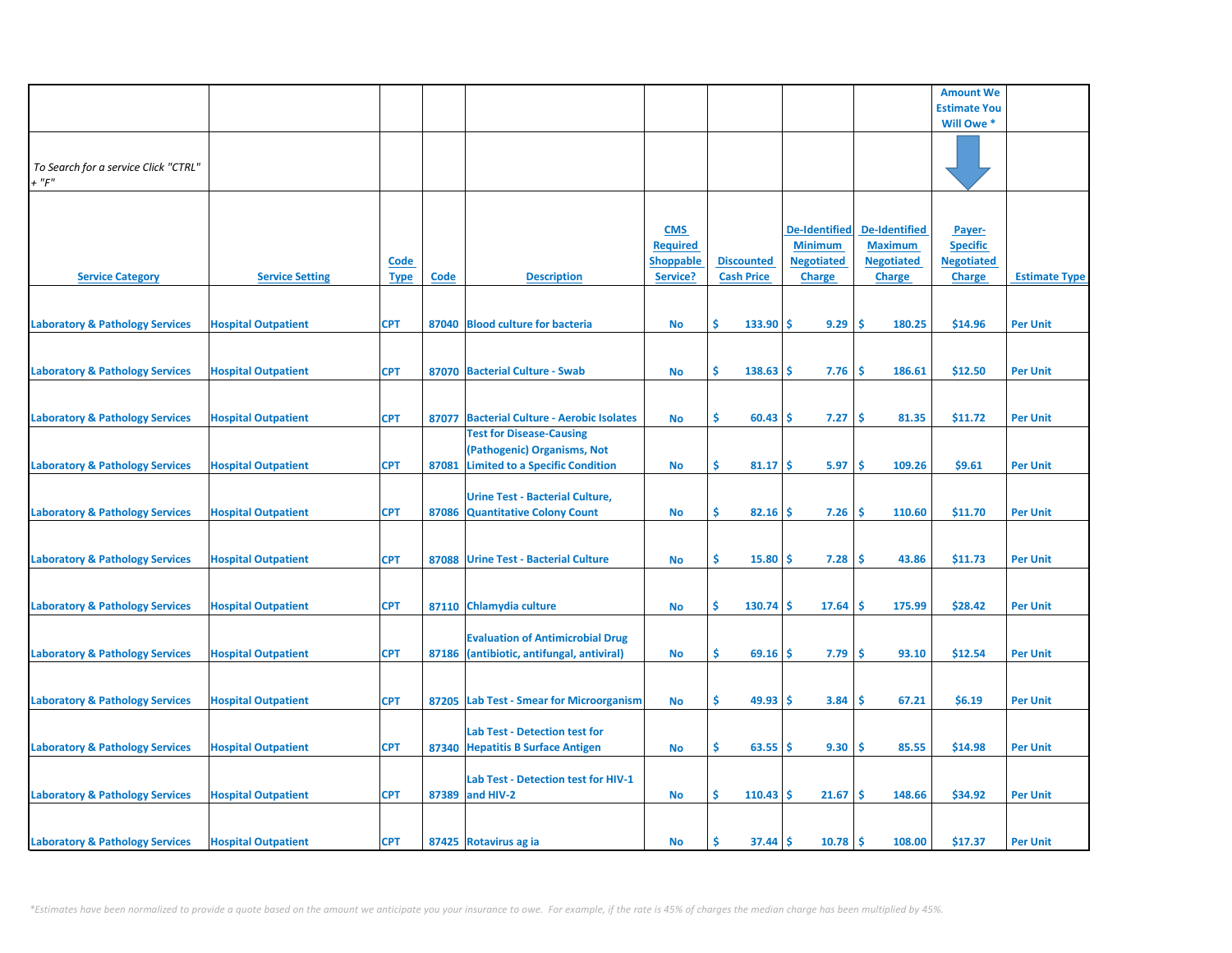| | | | | | | | | | Amount We Estimate You Will Owe * | |
|---|---|---|---|---|---|---|---|---|---|---|
| *To Search for a service Click "CTRL" + "F"* | | | | | | | | | | |
| Service Category | Service Setting | Code Type | Code | Description | CMS Required Shoppable Service? | Discounted Cash Price | De-Identified Minimum Negotiated Charge | De-Identified Maximum Negotiated Charge | Payer-Specific Negotiated Charge | Estimate Type |
| Laboratory & Pathology Services | Hospital Outpatient | CPT | 87040 | Blood culture for bacteria | No | $ 133.90 | $ 9.29 | $ 180.25 | $14.96 | Per Unit |
| Laboratory & Pathology Services | Hospital Outpatient | CPT | 87070 | Bacterial Culture - Swab | No | $ 138.63 | $ 7.76 | $ 186.61 | $12.50 | Per Unit |
| Laboratory & Pathology Services | Hospital Outpatient | CPT | 87077 | Bacterial Culture - Aerobic Isolates | No | $ 60.43 | $ 7.27 | $ 81.35 | $11.72 | Per Unit |
| Laboratory & Pathology Services | Hospital Outpatient | CPT | 87081 | Test for Disease-Causing (Pathogenic) Organisms, Not Limited to a Specific Condition | No | $ 81.17 | $ 5.97 | $ 109.26 | $9.61 | Per Unit |
| Laboratory & Pathology Services | Hospital Outpatient | CPT | 87086 | Urine Test - Bacterial Culture, Quantitative Colony Count | No | $ 82.16 | $ 7.26 | $ 110.60 | $11.70 | Per Unit |
| Laboratory & Pathology Services | Hospital Outpatient | CPT | 87088 | Urine Test - Bacterial Culture | No | $ 15.80 | $ 7.28 | $ 43.86 | $11.73 | Per Unit |
| Laboratory & Pathology Services | Hospital Outpatient | CPT | 87110 | Chlamydia culture | No | $ 130.74 | $ 17.64 | $ 175.99 | $28.42 | Per Unit |
| Laboratory & Pathology Services | Hospital Outpatient | CPT | 87186 | Evaluation of Antimicrobial Drug (antibiotic, antifungal, antiviral) | No | $ 69.16 | $ 7.79 | $ 93.10 | $12.54 | Per Unit |
| Laboratory & Pathology Services | Hospital Outpatient | CPT | 87205 | Lab Test - Smear for Microorganism | No | $ 49.93 | $ 3.84 | $ 67.21 | $6.19 | Per Unit |
| Laboratory & Pathology Services | Hospital Outpatient | CPT | 87340 | Lab Test - Detection test for Hepatitis B Surface Antigen | No | $ 63.55 | $ 9.30 | $ 85.55 | $14.98 | Per Unit |
| Laboratory & Pathology Services | Hospital Outpatient | CPT | 87389 | Lab Test - Detection test for HIV-1 and HIV-2 | No | $ 110.43 | $ 21.67 | $ 148.66 | $34.92 | Per Unit |
| Laboratory & Pathology Services | Hospital Outpatient | CPT | 87425 | Rotavirus ag ia | No | $ 37.44 | $ 10.78 | $ 108.00 | $17.37 | Per Unit |

*\*Estimates have been normalized to provide a quote based on the amount we anticipate you your insurance to owe. For example, if the rate is 45% of charges the median charge has been multiplied by 45%.*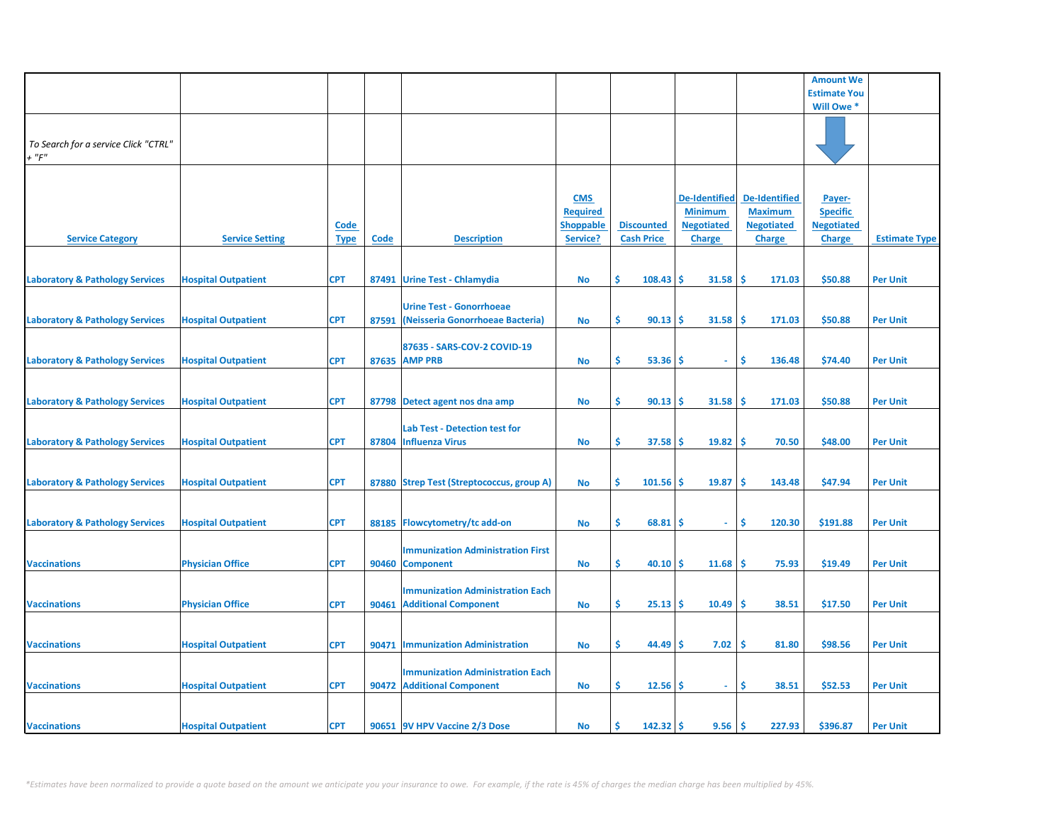| | | | | | | | | | Amount We Estimate You Will Owe * | |
|---|---|---|---|---|---|---|---|---|---|---|
| *To Search for a service Click "CTRL" + "F"* | | | | | | | | | | |
| **Service Category** | **Service Setting** | **Code Type** | **Code** | **Description** | **CMS Required Shoppable Service?** | **Discounted Cash Price** | **De-Identified Minimum Negotiated Charge** | **De-Identified Maximum Negotiated Charge** | **Payer-Specific Negotiated Charge** | **Estimate Type** |
| Laboratory & Pathology Services | Hospital Outpatient | CPT | 87491 | Urine Test - Chlamydia | No | $ 108.43 | $ 31.58 | $ 171.03 | $50.88 | Per Unit |
| Laboratory & Pathology Services | Hospital Outpatient | CPT | 87591 | Urine Test - Gonorrhoeae (Neisseria Gonorrhoeae Bacteria) | No | $ 90.13 | $ 31.58 | $ 171.03 | $50.88 | Per Unit |
| Laboratory & Pathology Services | Hospital Outpatient | CPT | 87635 | 87635 - SARS-COV-2 COVID-19 AMP PRB | No | $ 53.36 | $ - | $ 136.48 | $74.40 | Per Unit |
| Laboratory & Pathology Services | Hospital Outpatient | CPT | 87798 | Detect agent nos dna amp | No | $ 90.13 | $ 31.58 | $ 171.03 | $50.88 | Per Unit |
| Laboratory & Pathology Services | Hospital Outpatient | CPT | 87804 | Lab Test - Detection test for Influenza Virus | No | $ 37.58 | $ 19.82 | $ 70.50 | $48.00 | Per Unit |
| Laboratory & Pathology Services | Hospital Outpatient | CPT | 87880 | Strep Test (Streptococcus, group A) | No | $ 101.56 | $ 19.87 | $ 143.48 | $47.94 | Per Unit |
| Laboratory & Pathology Services | Hospital Outpatient | CPT | 88185 | Flowcytometry/tc add-on | No | $ 68.81 | $ - | $ 120.30 | $191.88 | Per Unit |
| Vaccinations | Physician Office | CPT | 90460 | Immunization Administration First Component | No | $ 40.10 | $ 11.68 | $ 75.93 | $19.49 | Per Unit |
| Vaccinations | Physician Office | CPT | 90461 | Immunization Administration Each Additional Component | No | $ 25.13 | $ 10.49 | $ 38.51 | $17.50 | Per Unit |
| Vaccinations | Hospital Outpatient | CPT | 90471 | Immunization Administration | No | $ 44.49 | $ 7.02 | $ 81.80 | $98.56 | Per Unit |
| Vaccinations | Hospital Outpatient | CPT | 90472 | Immunization Administration Each Additional Component | No | $ 12.56 | $ - | $ 38.51 | $52.53 | Per Unit |
| Vaccinations | Hospital Outpatient | CPT | 90651 | 9V HPV Vaccine 2/3 Dose | No | $ 142.32 | $ 9.56 | $ 227.93 | $396.87 | Per Unit |

*Estimates have been normalized to provide a quote based on the amount we anticipate you your insurance to owe. For example, if the rate is 45% of charges the median charge has been multiplied by 45%.*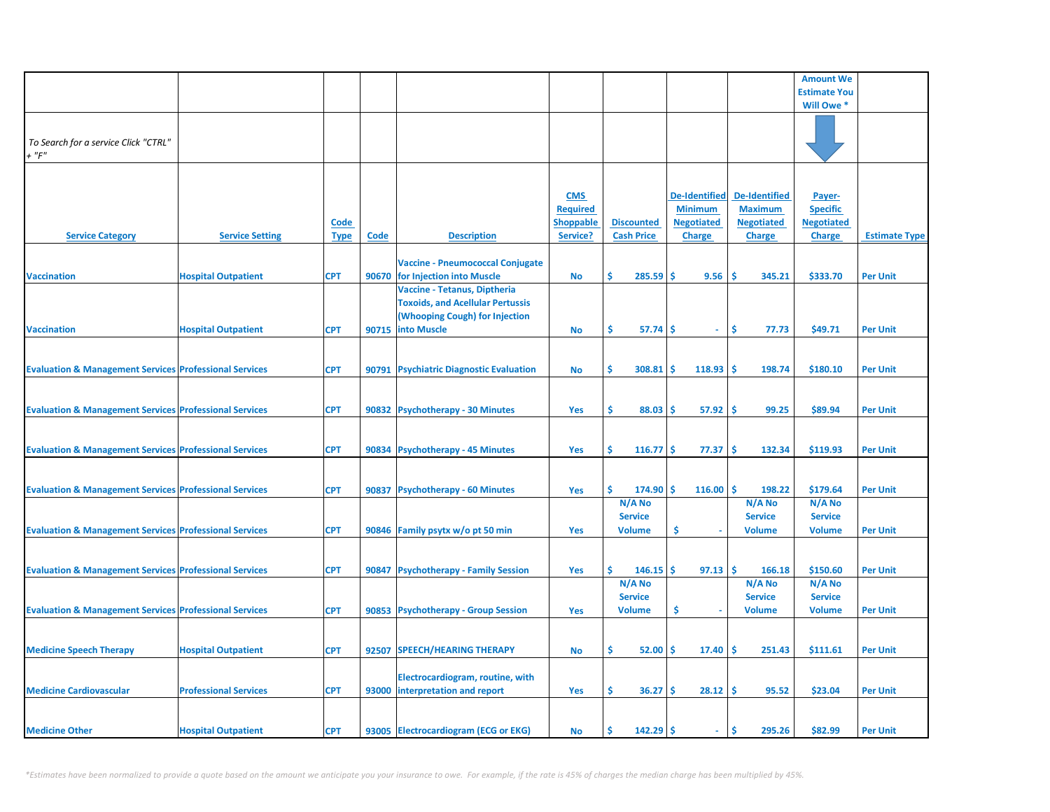| | | | | | | | | | Amount We Estimate You Will Owe * | |
|---|---|---|---|---|---|---|---|---|---|---|
| *To Search for a service Click "CTRL" + "F"* | | | | | | | | | | |
| **Service Category** | **Service Setting** | **Code Type** | **Code** | **Description** | **CMS Required Shoppable Service?** | **Discounted Cash Price** | **De-Identified Minimum Negotiated Charge** | **De-Identified Maximum Negotiated Charge** | **Payer-Specific Negotiated Charge** | **Estimate Type** |
| Vaccination | Hospital Outpatient | CPT | 90670 | Vaccine - Pneumococcal Conjugate for Injection into Muscle | No | $ 285.59 | $ 9.56 | $ 345.21 | $333.70 | Per Unit |
| Vaccination | Hospital Outpatient | CPT | 90715 | Vaccine - Tetanus, Diptheria Toxoids, and Acellular Pertussis (Whooping Cough) for Injection into Muscle | No | $ 57.74 | $ - | $ 77.73 | $49.71 | Per Unit |
| Evaluation & Management Services | Professional Services | CPT | 90791 | Psychiatric Diagnostic Evaluation | No | $ 308.81 | $ 118.93 | $ 198.74 | $180.10 | Per Unit |
| Evaluation & Management Services | Professional Services | CPT | 90832 | Psychotherapy - 30 Minutes | Yes | $ 88.03 | $ 57.92 | $ 99.25 | $89.94 | Per Unit |
| Evaluation & Management Services | Professional Services | CPT | 90834 | Psychotherapy - 45 Minutes | Yes | $ 116.77 | $ 77.37 | $ 132.34 | $119.93 | Per Unit |
| Evaluation & Management Services | Professional Services | CPT | 90837 | Psychotherapy - 60 Minutes | Yes | $ 174.90 | $ 116.00 | $ 198.22 | $179.64 | Per Unit |
| Evaluation & Management Services | Professional Services | CPT | 90846 | Family psytx w/o pt 50 min | Yes | N/A No Service Volume | $ - | N/A No Service Volume | N/A No Service Volume | Per Unit |
| Evaluation & Management Services | Professional Services | CPT | 90847 | Psychotherapy - Family Session | Yes | $ 146.15 | $ 97.13 | $ 166.18 | $150.60 | Per Unit |
| Evaluation & Management Services | Professional Services | CPT | 90853 | Psychotherapy - Group Session | Yes | N/A No Service Volume | $ - | N/A No Service Volume | N/A No Service Volume | Per Unit |
| Medicine Speech Therapy | Hospital Outpatient | CPT | 92507 | SPEECH/HEARING THERAPY | No | $ 52.00 | $ 17.40 | $ 251.43 | $111.61 | Per Unit |
| Medicine Cardiovascular | Professional Services | CPT | 93000 | Electrocardiogram, routine, with interpretation and report | Yes | $ 36.27 | $ 28.12 | $ 95.52 | $23.04 | Per Unit |
| Medicine Other | Hospital Outpatient | CPT | 93005 | Electrocardiogram (ECG or EKG) | No | $ 142.29 | $ - | $ 295.26 | $82.99 | Per Unit |

*\*Estimates have been normalized to provide a quote based on the amount we anticipate you your insurance to owe. For example, if the rate is 45% of charges the median charge has been multiplied by 45%.*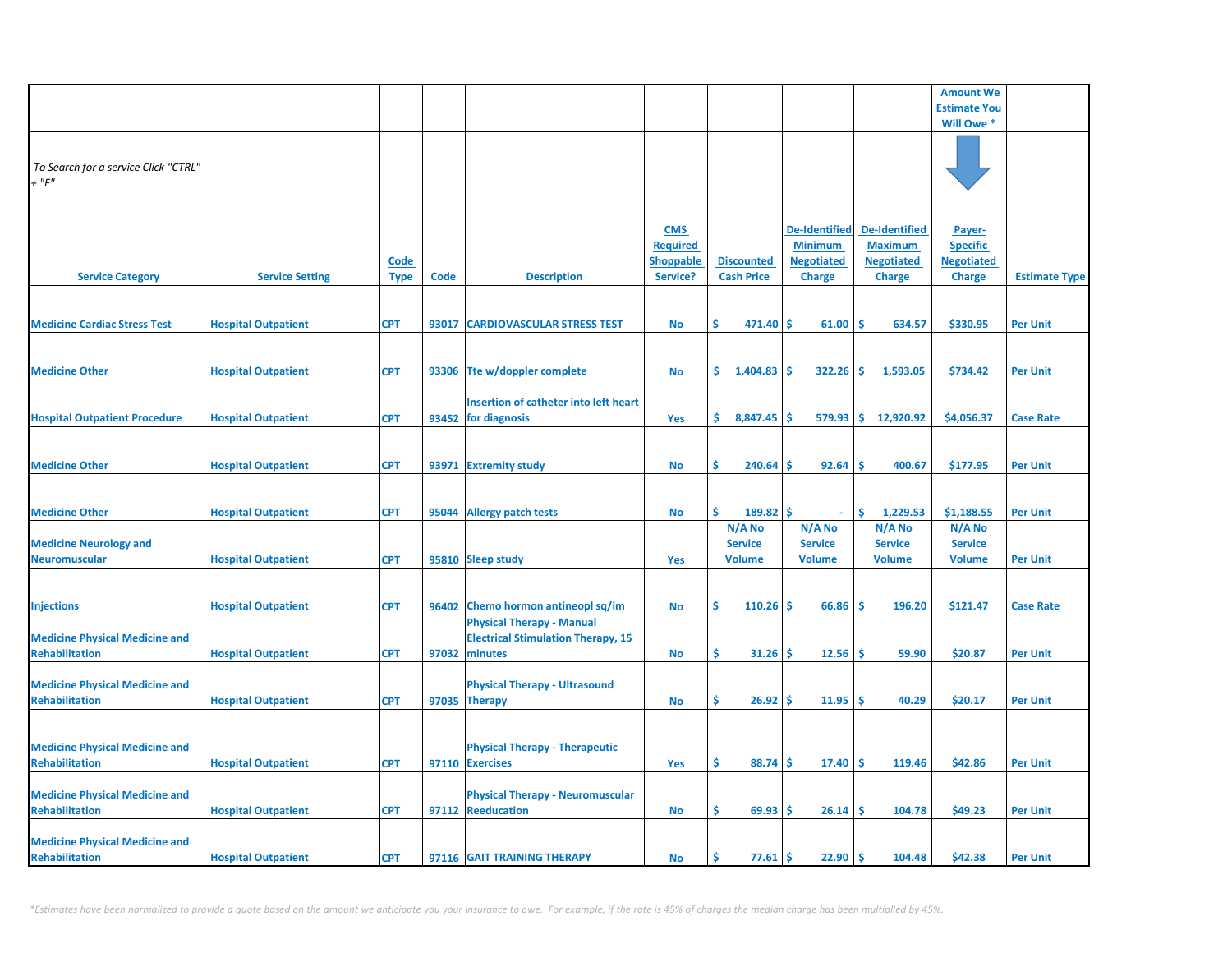| Service Category | Service Setting | Code Type | Code | Description | CMS Required Shoppable Service? | Discounted Cash Price | De-Identified Minimum Negotiated Charge | De-Identified Maximum Negotiated Charge | Amount We Estimate You Will Owe * Payer-Specific Negotiated Charge | Estimate Type |
|---|---|---|---|---|---|---|---|---|---|---|
| *To Search for a service Click "CTRL" + "F"* | | | | | | | | | | |
| Medicine Cardiac Stress Test | Hospital Outpatient | CPT | 93017 | CARDIOVASCULAR STRESS TEST | No | $ 471.40 | $ 61.00 | $ 634.57 | $330.95 | Per Unit |
| Medicine Other | Hospital Outpatient | CPT | 93306 | Tte w/doppler complete | No | $ 1,404.83 | $ 322.26 | $ 1,593.05 | $734.42 | Per Unit |
| Hospital Outpatient Procedure | Hospital Outpatient | CPT | 93452 | Insertion of catheter into left heart for diagnosis | Yes | $ 8,847.45 | $ 579.93 | $ 12,920.92 | $4,056.37 | Case Rate |
| Medicine Other | Hospital Outpatient | CPT | 93971 | Extremity study | No | $ 240.64 | $ 92.64 | $ 400.67 | $177.95 | Per Unit |
| Medicine Other | Hospital Outpatient | CPT | 95044 | Allergy patch tests | No | $ 189.82 | $ - | $ 1,229.53 | $1,188.55 | Per Unit |
| Medicine Neurology and Neuromuscular | Hospital Outpatient | CPT | 95810 | Sleep study | Yes | N/A No Service Volume | N/A No Service Volume | N/A No Service Volume | N/A No Service Volume | Per Unit |
| Injections | Hospital Outpatient | CPT | 96402 | Chemo hormon antineopl sq/im | No | $ 110.26 | $ 66.86 | $ 196.20 | $121.47 | Case Rate |
| Medicine Physical Medicine and Rehabilitation | Hospital Outpatient | CPT | 97032 | Physical Therapy - Manual Electrical Stimulation Therapy, 15 minutes | No | $ 31.26 | $ 12.56 | $ 59.90 | $20.87 | Per Unit |
| Medicine Physical Medicine and Rehabilitation | Hospital Outpatient | CPT | 97035 | Physical Therapy - Ultrasound Therapy | No | $ 26.92 | $ 11.95 | $ 40.29 | $20.17 | Per Unit |
| Medicine Physical Medicine and Rehabilitation | Hospital Outpatient | CPT | 97110 | Physical Therapy - Therapeutic Exercises | Yes | $ 88.74 | $ 17.40 | $ 119.46 | $42.86 | Per Unit |
| Medicine Physical Medicine and Rehabilitation | Hospital Outpatient | CPT | 97112 | Physical Therapy - Neuromuscular Reeducation | No | $ 69.93 | $ 26.14 | $ 104.78 | $49.23 | Per Unit |
| Medicine Physical Medicine and Rehabilitation | Hospital Outpatient | CPT | 97116 | GAIT TRAINING THERAPY | No | $ 77.61 | $ 22.90 | $ 104.48 | $42.38 | Per Unit |

*\*Estimates have been normalized to provide a quote based on the amount we anticipate you your insurance to owe. For example, if the rate is 45% of charges the median charge has been multiplied by 45%.*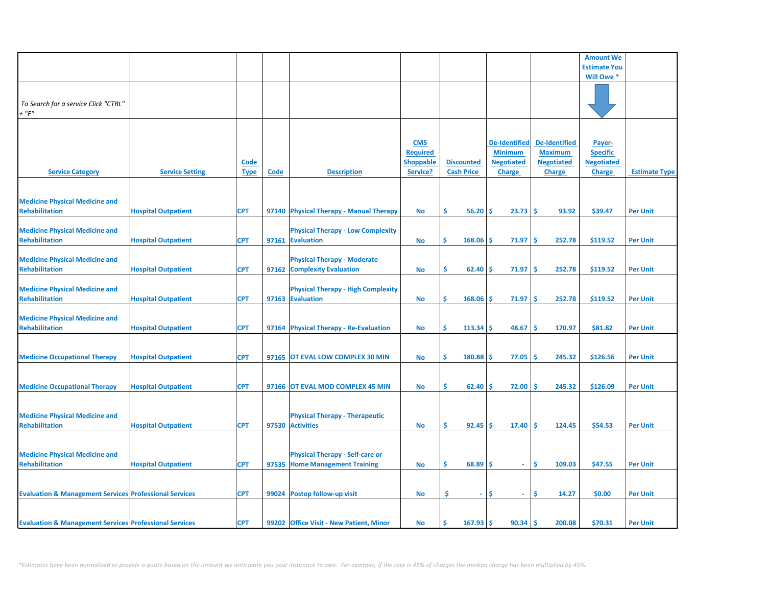| | | | | | | | | | Amount We Estimate You Will Owe * | |
|---|---|---|---|---|---|---|---|---|---|---|
| *To Search for a service Click "CTRL" + "F"* | | | | | | | | | | |
| **Service Category** | **Service Setting** | **Code Type** | **Code** | **Description** | **CMS Required Shoppable Service?** | **Discounted Cash Price** | **De-Identified Minimum Negotiated Charge** | **De-Identified Maximum Negotiated Charge** | **Payer-Specific Negotiated Charge** | **Estimate Type** |
| Medicine Physical Medicine and Rehabilitation | Hospital Outpatient | CPT | 97140 | Physical Therapy - Manual Therapy | No | $ 56.20 | $ 23.73 | $ 93.92 | $39.47 | Per Unit |
| Medicine Physical Medicine and Rehabilitation | Hospital Outpatient | CPT | 97161 | Physical Therapy - Low Complexity Evaluation | No | $ 168.06 | $ 71.97 | $ 252.78 | $119.52 | Per Unit |
| Medicine Physical Medicine and Rehabilitation | Hospital Outpatient | CPT | 97162 | Physical Therapy - Moderate Complexity Evaluation | No | $ 62.40 | $ 71.97 | $ 252.78 | $119.52 | Per Unit |
| Medicine Physical Medicine and Rehabilitation | Hospital Outpatient | CPT | 97163 | Physical Therapy - High Complexity Evaluation | No | $ 168.06 | $ 71.97 | $ 252.78 | $119.52 | Per Unit |
| Medicine Physical Medicine and Rehabilitation | Hospital Outpatient | CPT | 97164 | Physical Therapy - Re-Evaluation | No | $ 113.34 | $ 48.67 | $ 170.97 | $81.82 | Per Unit |
| Medicine Occupational Therapy | Hospital Outpatient | CPT | 97165 | OT EVAL LOW COMPLEX 30 MIN | No | $ 180.88 | $ 77.05 | $ 245.32 | $126.56 | Per Unit |
| Medicine Occupational Therapy | Hospital Outpatient | CPT | 97166 | OT EVAL MOD COMPLEX 45 MIN | No | $ 62.40 | $ 72.00 | $ 245.32 | $126.09 | Per Unit |
| Medicine Physical Medicine and Rehabilitation | Hospital Outpatient | CPT | 97530 | Physical Therapy - Therapeutic Activities | No | $ 92.45 | $ 17.40 | $ 124.45 | $54.53 | Per Unit |
| Medicine Physical Medicine and Rehabilitation | Hospital Outpatient | CPT | 97535 | Physical Therapy - Self-care or Home Management Training | No | $ 68.89 | $ - | $ 109.03 | $47.55 | Per Unit |
| Evaluation & Management Services | Professional Services | CPT | 99024 | Postop follow-up visit | No | $ - | $ - | $ 14.27 | $0.00 | Per Unit |
| Evaluation & Management Services | Professional Services | CPT | 99202 | Office Visit - New Patient, Minor | No | $ 167.93 | $ 90.34 | $ 200.08 | $70.31 | Per Unit |

*\*Estimates have been normalized to provide a quote based on the amount we anticipate you your insurance to owe. For example, if the rate is 45% of charges the median charge has been multiplied by 45%.*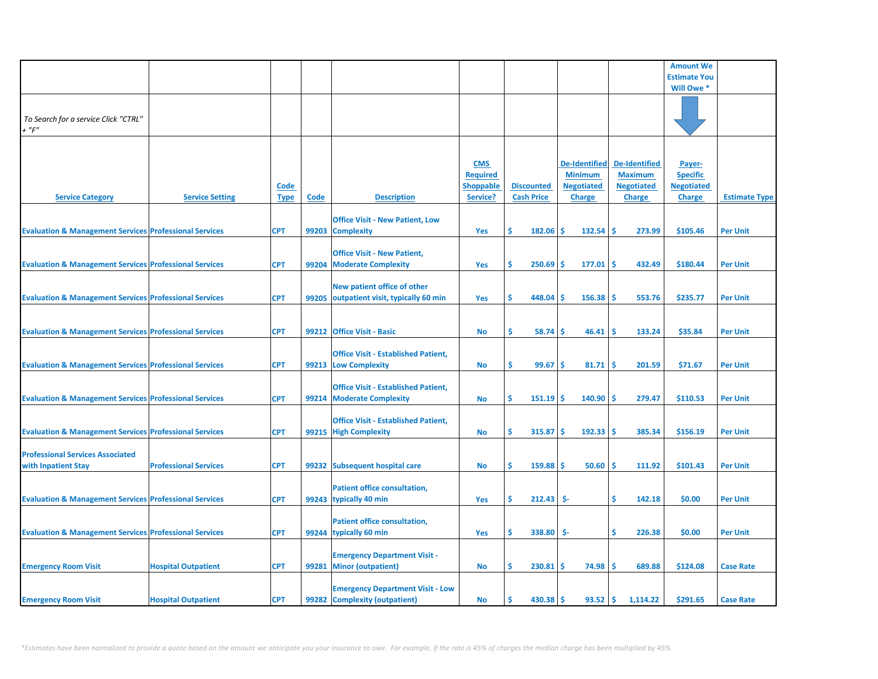| | | | | | | | | | Amount We Estimate You Will Owe * | |
|---|---|---|---|---|---|---|---|---|---|---|
| *To Search for a service Click "CTRL" + "F"* | | | | | | | | | | |
| Service Category | Service Setting | Code Type | Code | Description | CMS Required Shoppable Service? | Discounted Cash Price | De-Identified Minimum Negotiated Charge | De-Identified Maximum Negotiated Charge | Payer-Specific Negotiated Charge | Estimate Type |
| Evaluation & Management Services | Professional Services | CPT | 99203 | Office Visit - New Patient, Low Complexity | Yes | $ 182.06 | $ 132.54 | $ 273.99 | $105.46 | Per Unit |
| Evaluation & Management Services | Professional Services | CPT | 99204 | Office Visit - New Patient, Moderate Complexity | Yes | $ 250.69 | $ 177.01 | $ 432.49 | $180.44 | Per Unit |
| Evaluation & Management Services | Professional Services | CPT | 99205 | New patient office of other outpatient visit, typically 60 min | Yes | $ 448.04 | $ 156.38 | $ 553.76 | $235.77 | Per Unit |
| Evaluation & Management Services | Professional Services | CPT | 99212 | Office Visit - Basic | No | $ 58.74 | $ 46.41 | $ 133.24 | $35.84 | Per Unit |
| Evaluation & Management Services | Professional Services | CPT | 99213 | Office Visit - Established Patient, Low Complexity | No | $ 99.67 | $ 81.71 | $ 201.59 | $71.67 | Per Unit |
| Evaluation & Management Services | Professional Services | CPT | 99214 | Office Visit - Established Patient, Moderate Complexity | No | $ 151.19 | $ 140.90 | $ 279.47 | $110.53 | Per Unit |
| Evaluation & Management Services | Professional Services | CPT | 99215 | Office Visit - Established Patient, High Complexity | No | $ 315.87 | $ 192.33 | $ 385.34 | $156.19 | Per Unit |
| Professional Services Associated with Inpatient Stay | Professional Services | CPT | 99232 | Subsequent hospital care | No | $ 159.88 | $ 50.60 | $ 111.92 | $101.43 | Per Unit |
| Evaluation & Management Services | Professional Services | CPT | 99243 | Patient office consultation, typically 40 min | Yes | $ 212.43 | $- | $ 142.18 | $0.00 | Per Unit |
| Evaluation & Management Services | Professional Services | CPT | 99244 | Patient office consultation, typically 60 min | Yes | $ 338.80 | $- | $ 226.38 | $0.00 | Per Unit |
| Emergency Room Visit | Hospital Outpatient | CPT | 99281 | Emergency Department Visit - Minor (outpatient) | No | $ 230.81 | $ 74.98 | $ 689.88 | $124.08 | Case Rate |
| Emergency Room Visit | Hospital Outpatient | CPT | 99282 | Emergency Department Visit - Low Complexity (outpatient) | No | $ 430.38 | $ 93.52 | $ 1,114.22 | $291.65 | Case Rate |

*\*Estimates have been normalized to provide a quote based on the amount we anticipate you your insurance to owe. For example, if the rate is 45% of charges the median charge has been multiplied by 45%.*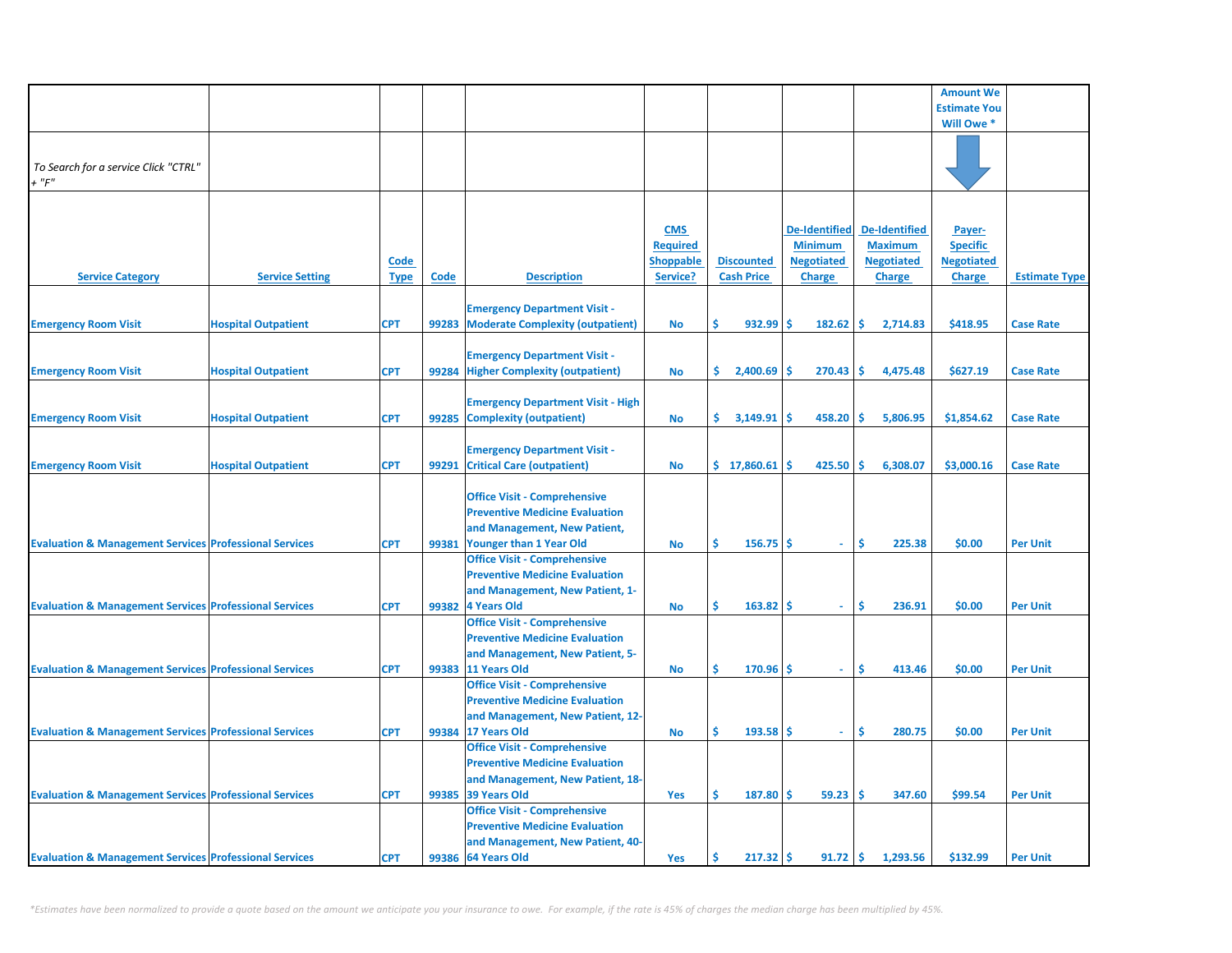| | | | | | | | | | Amount We Estimate You Will Owe * | |
|---|---|---|---|---|---|---|---|---|---|---|
| *To Search for a service Click "CTRL" + "F"* | | | | | | | | | | |
| **Service Category** | **Service Setting** | **Code Type** | **Code** | **Description** | **CMS Required Shoppable Service?** | **Discounted Cash Price** | **De-Identified Minimum Negotiated Charge** | **De-Identified Maximum Negotiated Charge** | **Payer-Specific Negotiated Charge** | **Estimate Type** |
| Emergency Room Visit | Hospital Outpatient | CPT | 99283 | Emergency Department Visit - Moderate Complexity (outpatient) | No | $ 932.99 | $ 182.62 | $ 2,714.83 | $418.95 | Case Rate |
| Emergency Room Visit | Hospital Outpatient | CPT | 99284 | Emergency Department Visit - Higher Complexity (outpatient) | No | $ 2,400.69 | $ 270.43 | $ 4,475.48 | $627.19 | Case Rate |
| Emergency Room Visit | Hospital Outpatient | CPT | 99285 | Emergency Department Visit - High Complexity (outpatient) | No | $ 3,149.91 | $ 458.20 | $ 5,806.95 | $1,854.62 | Case Rate |
| Emergency Room Visit | Hospital Outpatient | CPT | 99291 | Emergency Department Visit - Critical Care (outpatient) | No | $ 17,860.61 | $ 425.50 | $ 6,308.07 | $3,000.16 | Case Rate |
| Evaluation & Management Services | Professional Services | CPT | 99381 | Office Visit - Comprehensive Preventive Medicine Evaluation and Management, New Patient, Younger than 1 Year Old | No | $ 156.75 | $ - | $ 225.38 | $0.00 | Per Unit |
| Evaluation & Management Services | Professional Services | CPT | 99382 | Office Visit - Comprehensive Preventive Medicine Evaluation and Management, New Patient, 1-4 Years Old | No | $ 163.82 | $ - | $ 236.91 | $0.00 | Per Unit |
| Evaluation & Management Services | Professional Services | CPT | 99383 | Office Visit - Comprehensive Preventive Medicine Evaluation and Management, New Patient, 5-11 Years Old | No | $ 170.96 | $ - | $ 413.46 | $0.00 | Per Unit |
| Evaluation & Management Services | Professional Services | CPT | 99384 | Office Visit - Comprehensive Preventive Medicine Evaluation and Management, New Patient, 12-17 Years Old | No | $ 193.58 | $ - | $ 280.75 | $0.00 | Per Unit |
| Evaluation & Management Services | Professional Services | CPT | 99385 | Office Visit - Comprehensive Preventive Medicine Evaluation and Management, New Patient, 18-39 Years Old | Yes | $ 187.80 | $ 59.23 | $ 347.60 | $99.54 | Per Unit |
| Evaluation & Management Services | Professional Services | CPT | 99386 | Office Visit - Comprehensive Preventive Medicine Evaluation and Management, New Patient, 40-64 Years Old | Yes | $ 217.32 | $ 91.72 | $ 1,293.56 | $132.99 | Per Unit |

*\*Estimates have been normalized to provide a quote based on the amount we anticipate you your insurance to owe. For example, if the rate is 45% of charges the median charge has been multiplied by 45%.*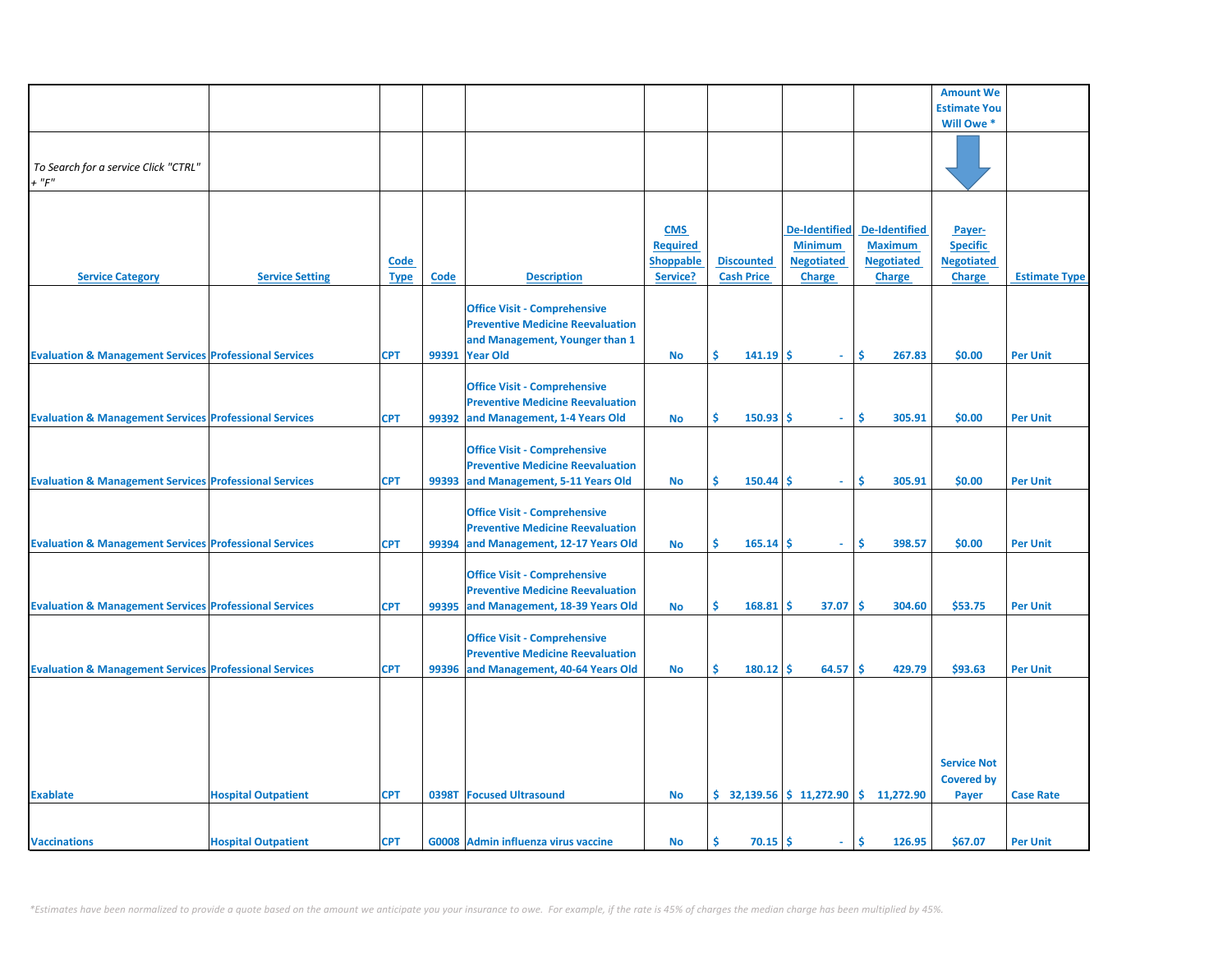| | | | | | | | | | Amount We Estimate You Will Owe * | |
|---|---|---|---|---|---|---|---|---|---|---|
| *To Search for a service Click "CTRL" + "F"* | | | | | | | | | | |
| Service Category | Service Setting | Code Type | Code | Description | CMS Required Shoppable Service? | Discounted Cash Price | De-Identified Minimum Negotiated Charge | De-Identified Maximum Negotiated Charge | Payer-Specific Negotiated Charge | Estimate Type |
| Evaluation & Management Services | Professional Services | CPT | 99391 | Office Visit - Comprehensive Preventive Medicine Reevaluation and Management, Younger than 1 Year Old | No | $ 141.19 | $ - | $ 267.83 | $0.00 | Per Unit |
| Evaluation & Management Services | Professional Services | CPT | 99392 | Office Visit - Comprehensive Preventive Medicine Reevaluation and Management, 1-4 Years Old | No | $ 150.93 | $ - | $ 305.91 | $0.00 | Per Unit |
| Evaluation & Management Services | Professional Services | CPT | 99393 | Office Visit - Comprehensive Preventive Medicine Reevaluation and Management, 5-11 Years Old | No | $ 150.44 | $ - | $ 305.91 | $0.00 | Per Unit |
| Evaluation & Management Services | Professional Services | CPT | 99394 | Office Visit - Comprehensive Preventive Medicine Reevaluation and Management, 12-17 Years Old | No | $ 165.14 | $ - | $ 398.57 | $0.00 | Per Unit |
| Evaluation & Management Services | Professional Services | CPT | 99395 | Office Visit - Comprehensive Preventive Medicine Reevaluation and Management, 18-39 Years Old | No | $ 168.81 | $ 37.07 | $ 304.60 | $53.75 | Per Unit |
| Evaluation & Management Services | Professional Services | CPT | 99396 | Office Visit - Comprehensive Preventive Medicine Reevaluation and Management, 40-64 Years Old | No | $ 180.12 | $ 64.57 | $ 429.79 | $93.63 | Per Unit |
| Exablate | Hospital Outpatient | CPT | 0398T | Focused Ultrasound | No | $ 32,139.56 | $ 11,272.90 | $ 11,272.90 | Service Not Covered by Payer | Case Rate |
| Vaccinations | Hospital Outpatient | CPT | G0008 | Admin influenza virus vaccine | No | $ 70.15 | $ - | $ 126.95 | $67.07 | Per Unit |

*\*Estimates have been normalized to provide a quote based on the amount we anticipate you your insurance to owe. For example, if the rate is 45% of charges the median charge has been multiplied by 45%.*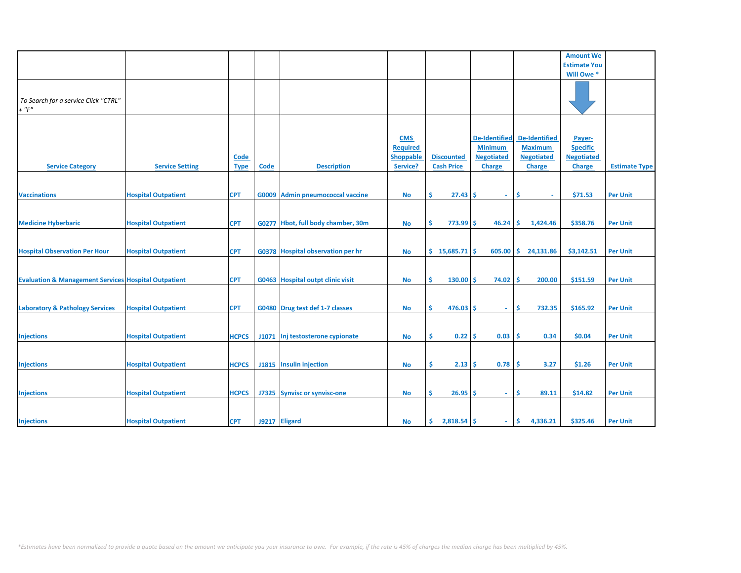| | | | | | | | | | Amount We Estimate You Will Owe * | |
|---|---|---|---|---|---|---|---|---|---|---|
| To Search for a service Click "CTRL" + "F" | | | | | | | | | | |
| **Service Category** | **Service Setting** | **Code Type** | **Code** | **Description** | **CMS Required Shoppable Service?** | **Discounted Cash Price** | **De-Identified Minimum Negotiated Charge** | **De-Identified Maximum Negotiated Charge** | **Payer-Specific Negotiated Charge** | **Estimate Type** |
| Vaccinations | Hospital Outpatient | CPT | G0009 | Admin pneumococcal vaccine | No | $ 27.43 | $ - | $ - | $71.53 | Per Unit |
| Medicine Hyberbaric | Hospital Outpatient | CPT | G0277 | Hbot, full body chamber, 30m | No | $ 773.99 | $ 46.24 | $ 1,424.46 | $358.76 | Per Unit |
| Hospital Observation Per Hour | Hospital Outpatient | CPT | G0378 | Hospital observation per hr | No | $ 15,685.71 | $ 605.00 | $ 24,131.86 | $3,142.51 | Per Unit |
| Evaluation & Management Services | Hospital Outpatient | CPT | G0463 | Hospital outpt clinic visit | No | $ 130.00 | $ 74.02 | $ 200.00 | $151.59 | Per Unit |
| Laboratory & Pathology Services | Hospital Outpatient | CPT | G0480 | Drug test def 1-7 classes | No | $ 476.03 | $ - | $ 732.35 | $165.92 | Per Unit |
| Injections | Hospital Outpatient | HCPCS | J1071 | Inj testosterone cypionate | No | $ 0.22 | $ 0.03 | $ 0.34 | $0.04 | Per Unit |
| Injections | Hospital Outpatient | HCPCS | J1815 | Insulin injection | No | $ 2.13 | $ 0.78 | $ 3.27 | $1.26 | Per Unit |
| Injections | Hospital Outpatient | HCPCS | J7325 | Synvisc or synvisc-one | No | $ 26.95 | $ - | $ 89.11 | $14.82 | Per Unit |
| Injections | Hospital Outpatient | CPT | J9217 | Eligard | No | $ 2,818.54 | $ - | $ 4,336.21 | $325.46 | Per Unit |

*Estimates have been normalized to provide a quote based on the amount we anticipate you your insurance to owe. For example, if the rate is 45% of charges the median charge has been multiplied by 45%.*